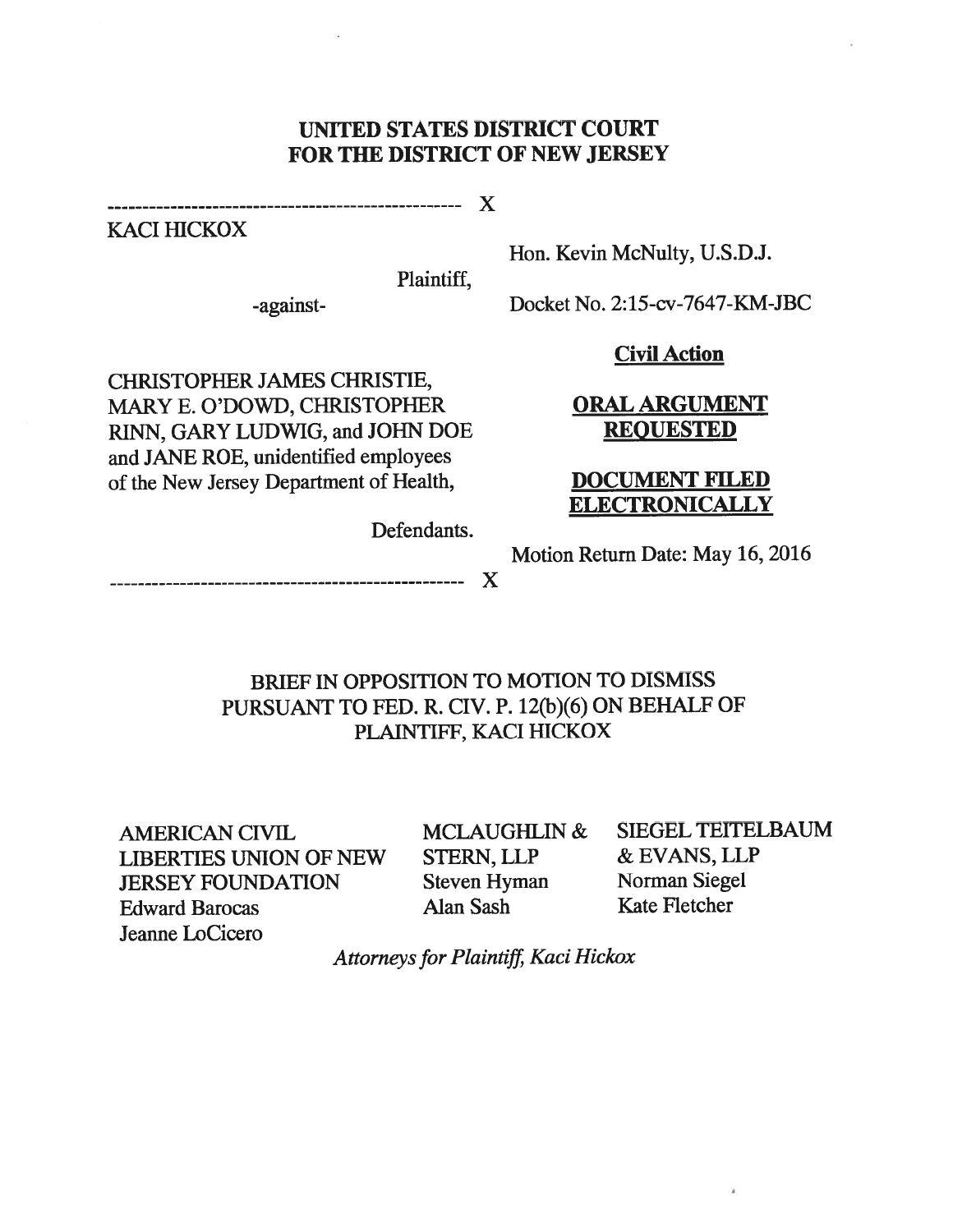# UNITED STATES DISTRICT COURT
# FOR THE DISTRICT OF NEW JERSEY

--------------------------------------------------- X

KACI HICKOX

Plaintiff,

-against-

CHRISTOPHER JAMES CHRISTIE, MARY E. O'DOWD, CHRISTOPHER RINN, GARY LUDWIG, and JOHN DOE and JANE ROE, unidentified employees of the New Jersey Department of Health,

Defendants.

--------------------------------------------------- X

Hon. Kevin McNulty, U.S.D.J.

Docket No. 2:15-cv-7647-KM-JBC

**Civil Action**

**ORAL ARGUMENT REQUESTED**

**DOCUMENT FILED ELECTRONICALLY**

Motion Return Date: May 16, 2016

## BRIEF IN OPPOSITION TO MOTION TO DISMISS PURSUANT TO FED. R. CIV. P. 12(b)(6) ON BEHALF OF PLAINTIFF, KACI HICKOX

AMERICAN CIVIL LIBERTIES UNION OF NEW JERSEY FOUNDATION
Edward Barocas
Jeanne LoCicero

MCLAUGHLIN & STERN, LLP
Steven Hyman
Alan Sash

SIEGEL TEITELBAUM & EVANS, LLP
Norman Siegel
Kate Fletcher

*Attorneys for Plaintiff, Kaci Hickox*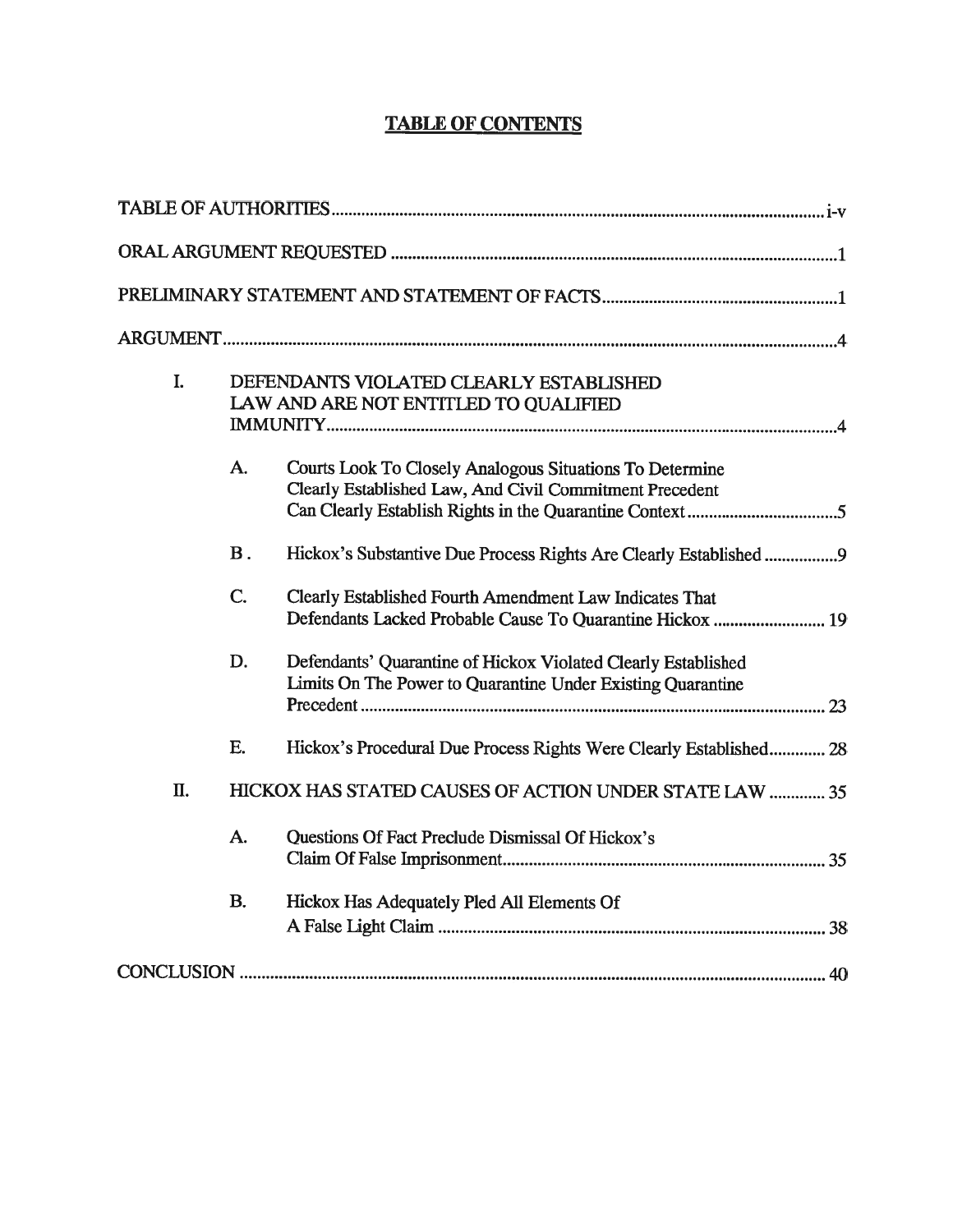# TABLE OF CONTENTS

TABLE OF AUTHORITIES .................................................................................................. i-v

ORAL ARGUMENT REQUESTED .......................................................................................... 1

PRELIMINARY STATEMENT AND STATEMENT OF FACTS .............................................. 1

ARGUMENT ........................................................................................................................... 4

- I. DEFENDANTS VIOLATED CLEARLY ESTABLISHED LAW AND ARE NOT ENTITLED TO QUALIFIED IMMUNITY ..................................................................................................... 4
  - A. Courts Look To Closely Analogous Situations To Determine Clearly Established Law, And Civil Commitment Precedent Can Clearly Establish Rights in the Quarantine Context ................................... 5
  - B. Hickox's Substantive Due Process Rights Are Clearly Established ................ 9
  - C. Clearly Established Fourth Amendment Law Indicates That Defendants Lacked Probable Cause To Quarantine Hickox .......................... 19
  - D. Defendants' Quarantine of Hickox Violated Clearly Established Limits On The Power to Quarantine Under Existing Quarantine Precedent ........................................................................................... 23
  - E. Hickox's Procedural Due Process Rights Were Clearly Established ............. 28
- II. HICKOX HAS STATED CAUSES OF ACTION UNDER STATE LAW ............. 35
  - A. Questions Of Fact Preclude Dismissal Of Hickox's Claim Of False Imprisonment ......................................................................... 35
  - B. Hickox Has Adequately Pled All Elements Of A False Light Claim ........................................................................................ 38

CONCLUSION ...................................................................................................................... 40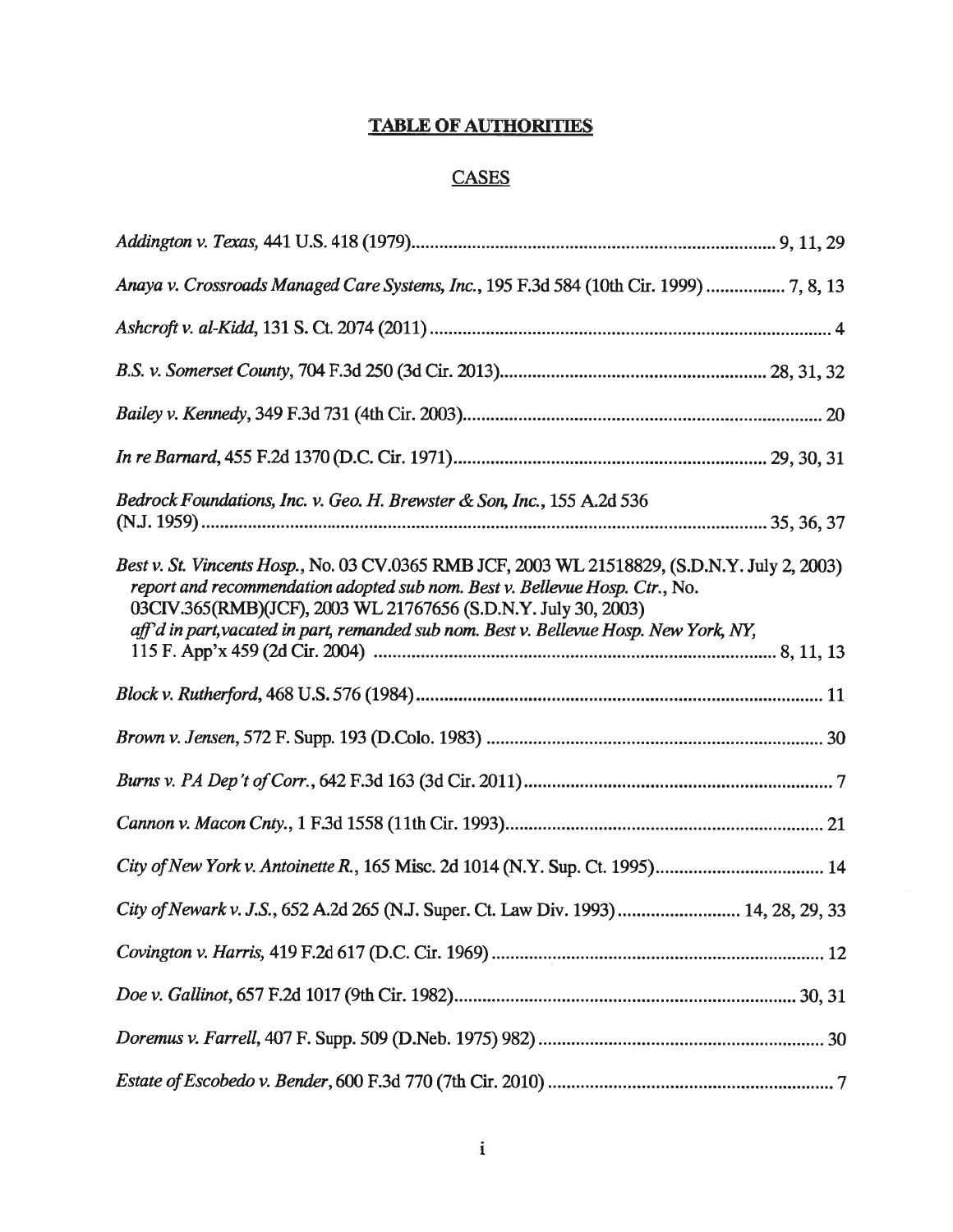# TABLE OF AUTHORITIES

## CASES

*Addington v. Texas,* 441 U.S. 418 (1979) .................................................................................. 9, 11, 29

*Anaya v. Crossroads Managed Care Systems, Inc.*, 195 F.3d 584 (10th Cir. 1999) ................. 7, 8, 13

*Ashcroft v. al-Kidd*, 131 S. Ct. 2074 (2011) ...................................................................................... 4

*B.S. v. Somerset County*, 704 F.3d 250 (3d Cir. 2013) ......................................................... 28, 31, 32

*Bailey v. Kennedy*, 349 F.3d 731 (4th Cir. 2003) ............................................................................. 20

*In re Barnard*, 455 F.2d 1370 (D.C. Cir. 1971) .................................................................... 29, 30, 31

*Bedrock Foundations, Inc. v. Geo. H. Brewster & Son, Inc.*, 155 A.2d 536 (N.J. 1959) .......................................................................................................................... 35, 36, 37

*Best v. St. Vincents Hosp.*, No. 03 CV.0365 RMB JCF, 2003 WL 21518829, (S.D.N.Y. July 2, 2003) *report and recommendation adopted sub nom. Best v. Bellevue Hosp. Ctr.*, No. 03CIV.365(RMB)(JCF), 2003 WL 21767656 (S.D.N.Y. July 30, 2003) *aff'd in part, vacated in part, remanded sub nom. Best v. Bellevue Hosp. New York, NY*, 115 F. App'x 459 (2d Cir. 2004) ...................................................................................... 8, 11, 13

*Block v. Rutherford*, 468 U.S. 576 (1984) ....................................................................................... 11

*Brown v. Jensen*, 572 F. Supp. 193 (D.Colo. 1983) ........................................................................ 30

*Burns v. PA Dep't of Corr.*, 642 F.3d 163 (3d Cir. 2011) .................................................................. 7

*Cannon v. Macon Cnty.*, 1 F.3d 1558 (11th Cir. 1993) .................................................................... 21

*City of New York v. Antoinette R.*, 165 Misc. 2d 1014 (N.Y. Sup. Ct. 1995) .................................... 14

*City of Newark v. J.S.*, 652 A.2d 265 (N.J. Super. Ct. Law Div. 1993) .......................... 14, 28, 29, 33

*Covington v. Harris,* 419 F.2d 617 (D.C. Cir. 1969) ....................................................................... 12

*Doe v. Gallinot*, 657 F.2d 1017 (9th Cir. 1982) ......................................................................... 30, 31

*Doremus v. Farrell*, 407 F. Supp. 509 (D.Neb. 1975) 982) ............................................................. 30

*Estate of Escobedo v. Bender*, 600 F.3d 770 (7th Cir. 2010) ............................................................. 7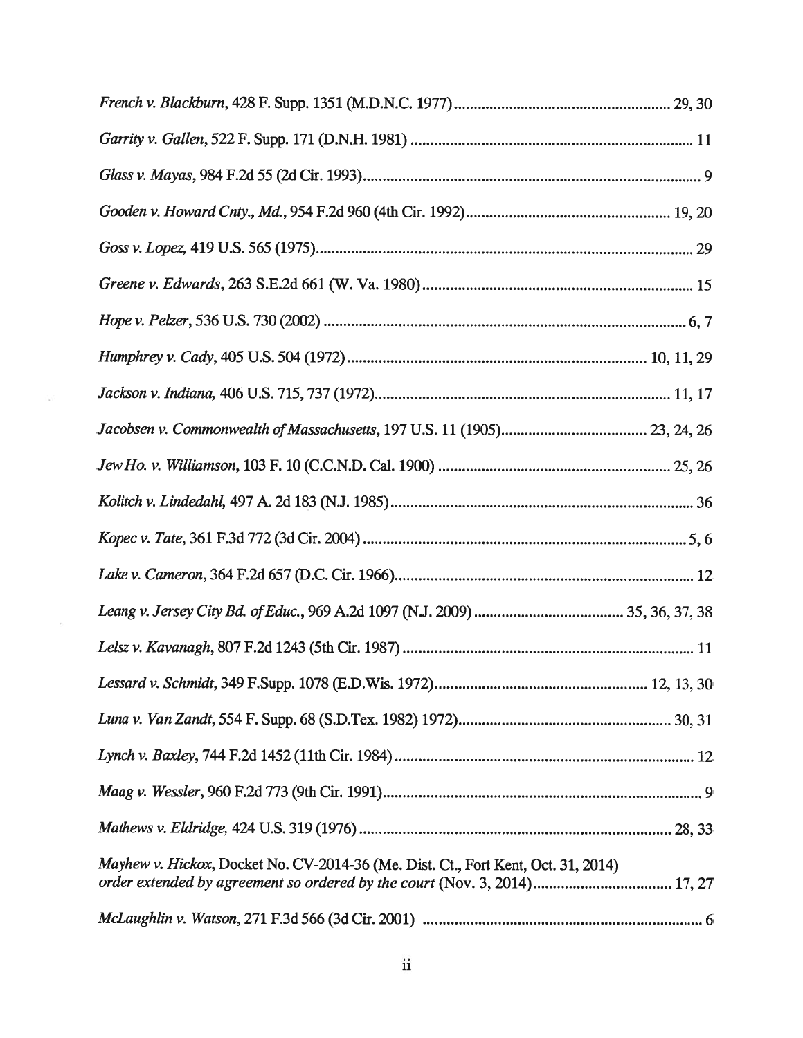*French v. Blackburn*, 428 F. Supp. 1351 (M.D.N.C. 1977) ........................................................ 29, 30

*Garrity v. Gallen*, 522 F. Supp. 171 (D.N.H. 1981) ........................................................................ 11

*Glass v. Mayas*, 984 F.2d 55 (2d Cir. 1993) ........................................................................................ 9

*Gooden v. Howard Cnty., Md.*, 954 F.2d 960 (4th Cir. 1992) .................................................... 19, 20

*Goss v. Lopez*, 419 U.S. 565 (1975) .................................................................................................. 29

*Greene v. Edwards*, 263 S.E.2d 661 (W. Va. 1980) ........................................................................ 15

*Hope v. Pelzer*, 536 U.S. 730 (2002) ............................................................................................ 6, 7

*Humphrey v. Cady*, 405 U.S. 504 (1972) ............................................................................ 10, 11, 29

*Jackson v. Indiana*, 406 U.S. 715, 737 (1972) ............................................................................ 11, 17

*Jacobsen v. Commonwealth of Massachusetts*, 197 U.S. 11 (1905) ..................................... 23, 24, 26

*Jew Ho. v. Williamson*, 103 F. 10 (C.C.N.D. Cal. 1900) ............................................................ 25, 26

*Kolitch v. Lindedahl*, 497 A. 2d 183 (N.J. 1985) .............................................................................. 36

*Kopec v. Tate*, 361 F.3d 772 (3d Cir. 2004) .................................................................................. 5, 6

*Lake v. Cameron*, 364 F.2d 657 (D.C. Cir. 1966) ............................................................................. 12

*Leang v. Jersey City Bd. of Educ.*, 969 A.2d 1097 (N.J. 2009) ...................................... 35, 36, 37, 38

*Lelsz v. Kavanagh*, 807 F.2d 1243 (5th Cir. 1987) ............................................................................ 11

*Lessard v. Schmidt*, 349 F.Supp. 1078 (E.D.Wis. 1972) ...................................................... 12, 13, 30

*Luna v. Van Zandt*, 554 F. Supp. 68 (S.D.Tex. 1982) 1972) ....................................................... 30, 31

*Lynch v. Baxley*, 744 F.2d 1452 (11th Cir. 1984) .............................................................................. 12

*Maag v. Wessler*, 960 F.2d 773 (9th Cir. 1991) ................................................................................... 9

*Mathews v. Eldridge*, 424 U.S. 319 (1976) .................................................................................. 28, 33

*Mayhew v. Hickox*, Docket No. CV-2014-36 (Me. Dist. Ct., Fort Kent, Oct. 31, 2014) *order extended by agreement so ordered by the court* (Nov. 3, 2014) ................................... 17, 27

*McLaughlin v. Watson*, 271 F.3d 566 (3d Cir. 2001) ....................................................................... 6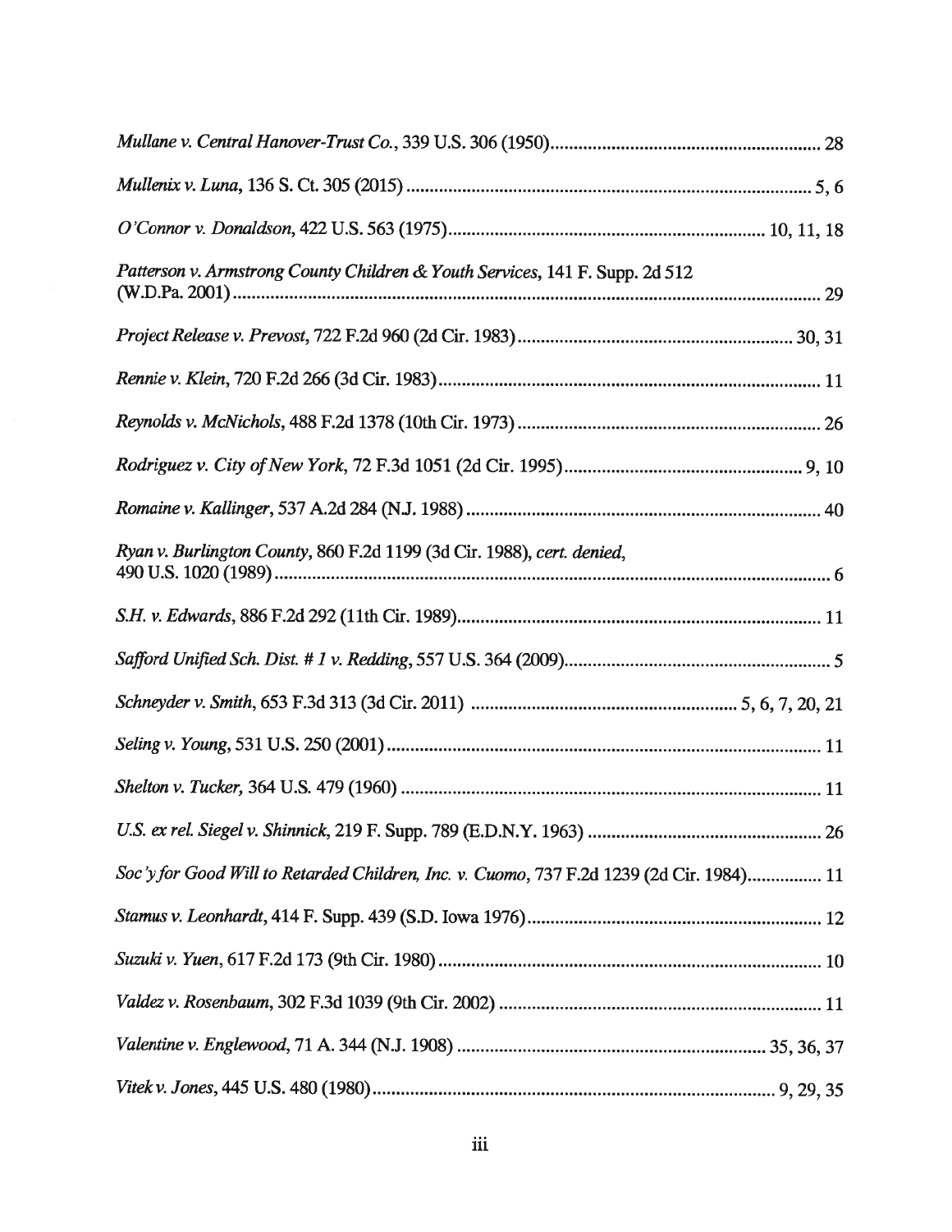*Mullane v. Central Hanover-Trust Co.*, 339 U.S. 306 (1950) .......... 28

*Mullenix v. Luna*, 136 S. Ct. 305 (2015) .......... 5, 6

*O'Connor v. Donaldson*, 422 U.S. 563 (1975) .......... 10, 11, 18

*Patterson v. Armstrong County Children & Youth Services*, 141 F. Supp. 2d 512 (W.D.Pa. 2001) .......... 29

*Project Release v. Prevost*, 722 F.2d 960 (2d Cir. 1983) .......... 30, 31

*Rennie v. Klein*, 720 F.2d 266 (3d Cir. 1983) .......... 11

*Reynolds v. McNichols*, 488 F.2d 1378 (10th Cir. 1973) .......... 26

*Rodriguez v. City of New York*, 72 F.3d 1051 (2d Cir. 1995) .......... 9, 10

*Romaine v. Kallinger*, 537 A.2d 284 (N.J. 1988) .......... 40

*Ryan v. Burlington County*, 860 F.2d 1199 (3d Cir. 1988), *cert. denied*, 490 U.S. 1020 (1989) .......... 6

*S.H. v. Edwards*, 886 F.2d 292 (11th Cir. 1989) .......... 11

*Safford Unified Sch. Dist. # 1 v. Redding*, 557 U.S. 364 (2009) .......... 5

*Schneyder v. Smith*, 653 F.3d 313 (3d Cir. 2011) .......... 5, 6, 7, 20, 21

*Seling v. Young*, 531 U.S. 250 (2001) .......... 11

*Shelton v. Tucker*, 364 U.S. 479 (1960) .......... 11

*U.S. ex rel. Siegel v. Shinnick*, 219 F. Supp. 789 (E.D.N.Y. 1963) .......... 26

*Soc'y for Good Will to Retarded Children, Inc. v. Cuomo*, 737 F.2d 1239 (2d Cir. 1984) .......... 11

*Stamus v. Leonhardt*, 414 F. Supp. 439 (S.D. Iowa 1976) .......... 12

*Suzuki v. Yuen*, 617 F.2d 173 (9th Cir. 1980) .......... 10

*Valdez v. Rosenbaum*, 302 F.3d 1039 (9th Cir. 2002) .......... 11

*Valentine v. Englewood*, 71 A. 344 (N.J. 1908) .......... 35, 36, 37

*Vitek v. Jones*, 445 U.S. 480 (1980) .......... 9, 29, 35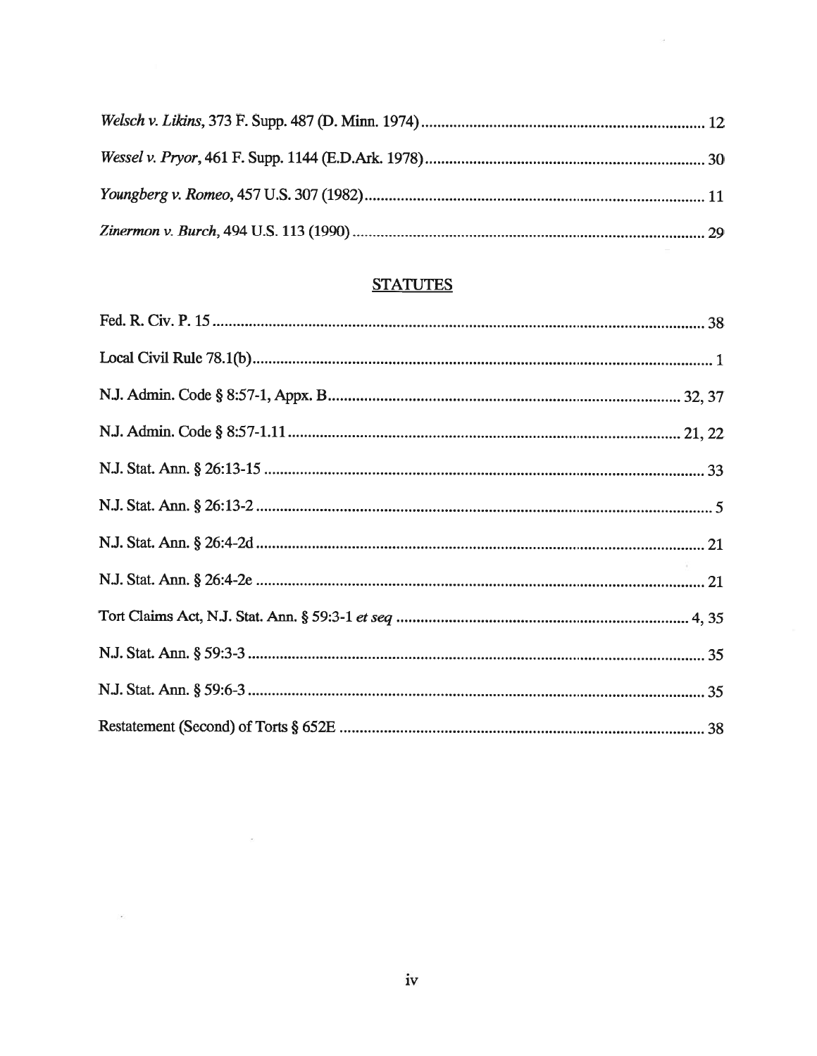*Welsch v. Likins*, 373 F. Supp. 487 (D. Minn. 1974) ........................................................................ 12

*Wessel v. Pryor*, 461 F. Supp. 1144 (E.D.Ark. 1978) ....................................................................... 30

*Youngberg v. Romeo*, 457 U.S. 307 (1982) ....................................................................................... 11

*Zinermon v. Burch*, 494 U.S. 113 (1990) .......................................................................................... 29

## STATUTES

Fed. R. Civ. P. 15 .............................................................................................................................. 38

Local Civil Rule 78.1(b) ....................................................................................................................... 1

N.J. Admin. Code § 8:57-1, Appx. B ........................................................................................... 32, 37

N.J. Admin. Code § 8:57-1.11 ..................................................................................................... 21, 22

N.J. Stat. Ann. § 26:13-15 ................................................................................................................. 33

N.J. Stat. Ann. § 26:13-2 ...................................................................................................................... 5

N.J. Stat. Ann. § 26:4-2d ................................................................................................................... 21

N.J. Stat. Ann. § 26:4-2e .................................................................................................................... 21

Tort Claims Act, N.J. Stat. Ann. § 59:3-1 *et seq* ........................................................................... 4, 35

N.J. Stat. Ann. § 59:3-3 ...................................................................................................................... 35

N.J. Stat. Ann. § 59:6-3 ...................................................................................................................... 35

Restatement (Second) of Torts § 652E ............................................................................................. 38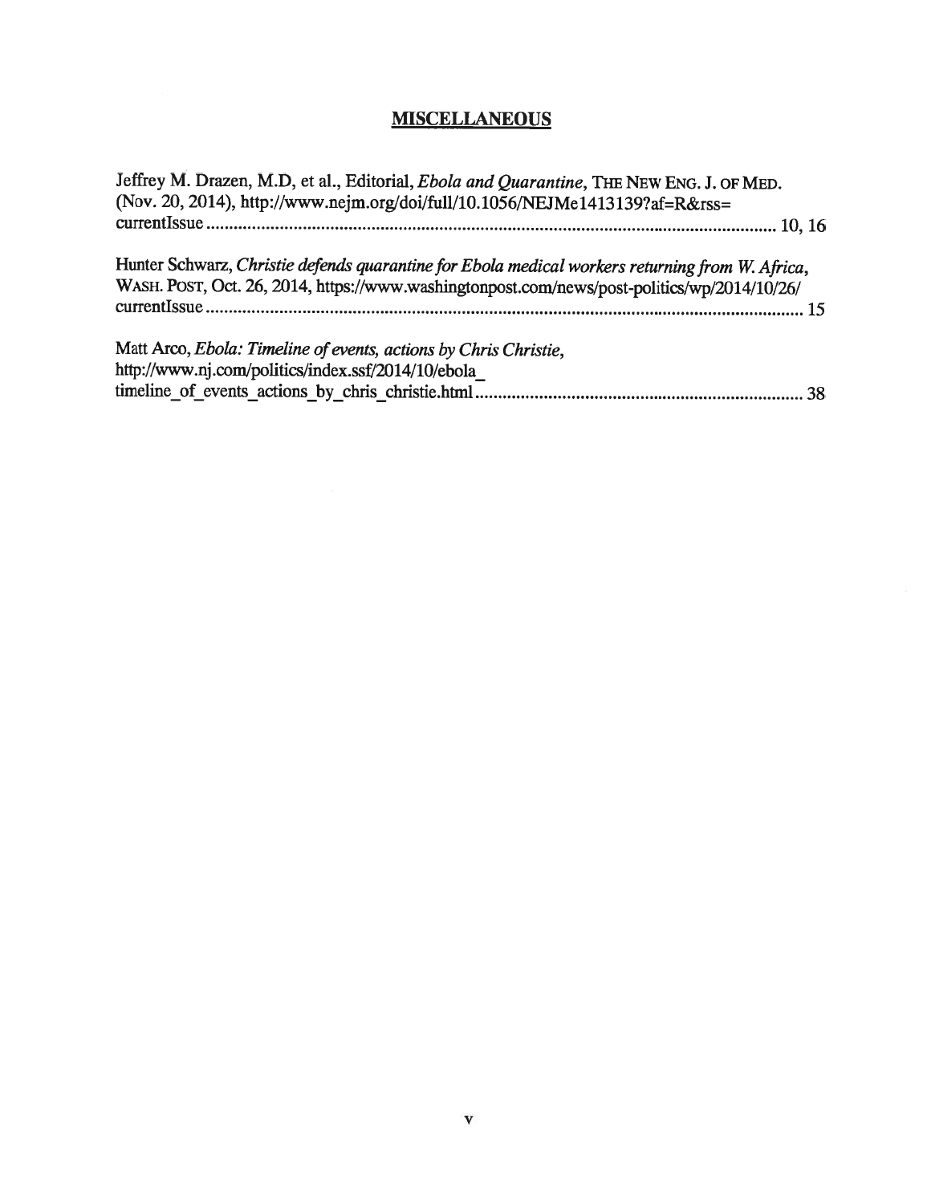## **MISCELLANEOUS**

Jeffrey M. Drazen, M.D, et al., Editorial, *Ebola and Quarantine*, THE NEW ENG. J. OF MED. (Nov. 20, 2014), http://www.nejm.org/doi/full/10.1056/NEJMe1413139?af=R&rss=currentIssue ........................................................................................................................ 10, 16

Hunter Schwarz, *Christie defends quarantine for Ebola medical workers returning from W. Africa*, WASH. POST, Oct. 26, 2014, https://www.washingtonpost.com/news/post-politics/wp/2014/10/26/currentIssue .............................................................................................................................. 15

Matt Arco, *Ebola: Timeline of events, actions by Chris Christie*, http://www.nj.com/politics/index.ssf/2014/10/ebola_timeline_of_events_actions_by_chris_christie.html ........................................................................ 38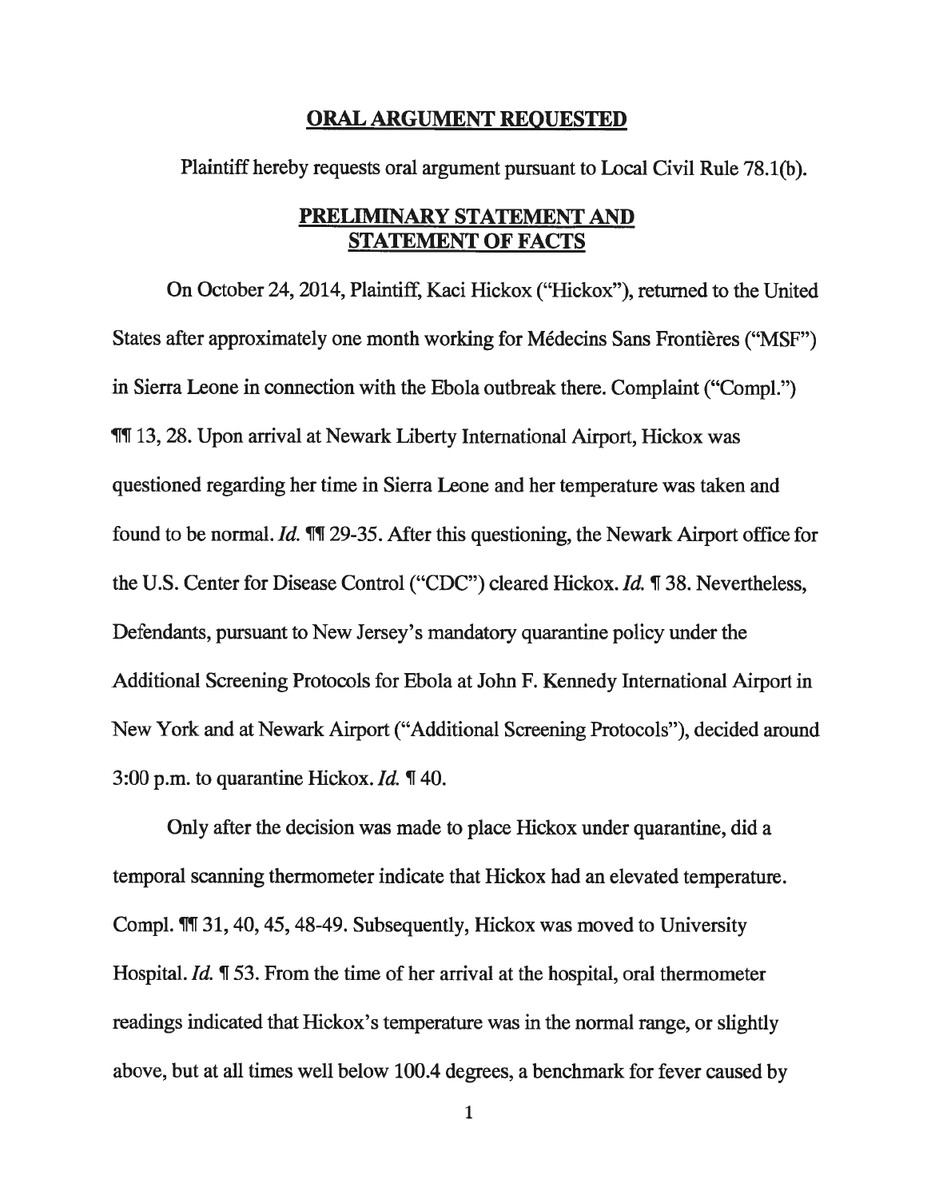## ORAL ARGUMENT REQUESTED

Plaintiff hereby requests oral argument pursuant to Local Civil Rule 78.1(b).

## PRELIMINARY STATEMENT AND STATEMENT OF FACTS

On October 24, 2014, Plaintiff, Kaci Hickox ("Hickox"), returned to the United States after approximately one month working for Médecins Sans Frontières ("MSF") in Sierra Leone in connection with the Ebola outbreak there. Complaint ("Compl.") ¶¶ 13, 28. Upon arrival at Newark Liberty International Airport, Hickox was questioned regarding her time in Sierra Leone and her temperature was taken and found to be normal. *Id.* ¶¶ 29-35. After this questioning, the Newark Airport office for the U.S. Center for Disease Control ("CDC") cleared Hickox. *Id.* ¶ 38. Nevertheless, Defendants, pursuant to New Jersey's mandatory quarantine policy under the Additional Screening Protocols for Ebola at John F. Kennedy International Airport in New York and at Newark Airport ("Additional Screening Protocols"), decided around 3:00 p.m. to quarantine Hickox. *Id.* ¶ 40.

Only after the decision was made to place Hickox under quarantine, did a temporal scanning thermometer indicate that Hickox had an elevated temperature. Compl. ¶¶ 31, 40, 45, 48-49. Subsequently, Hickox was moved to University Hospital. *Id.* ¶ 53. From the time of her arrival at the hospital, oral thermometer readings indicated that Hickox's temperature was in the normal range, or slightly above, but at all times well below 100.4 degrees, a benchmark for fever caused by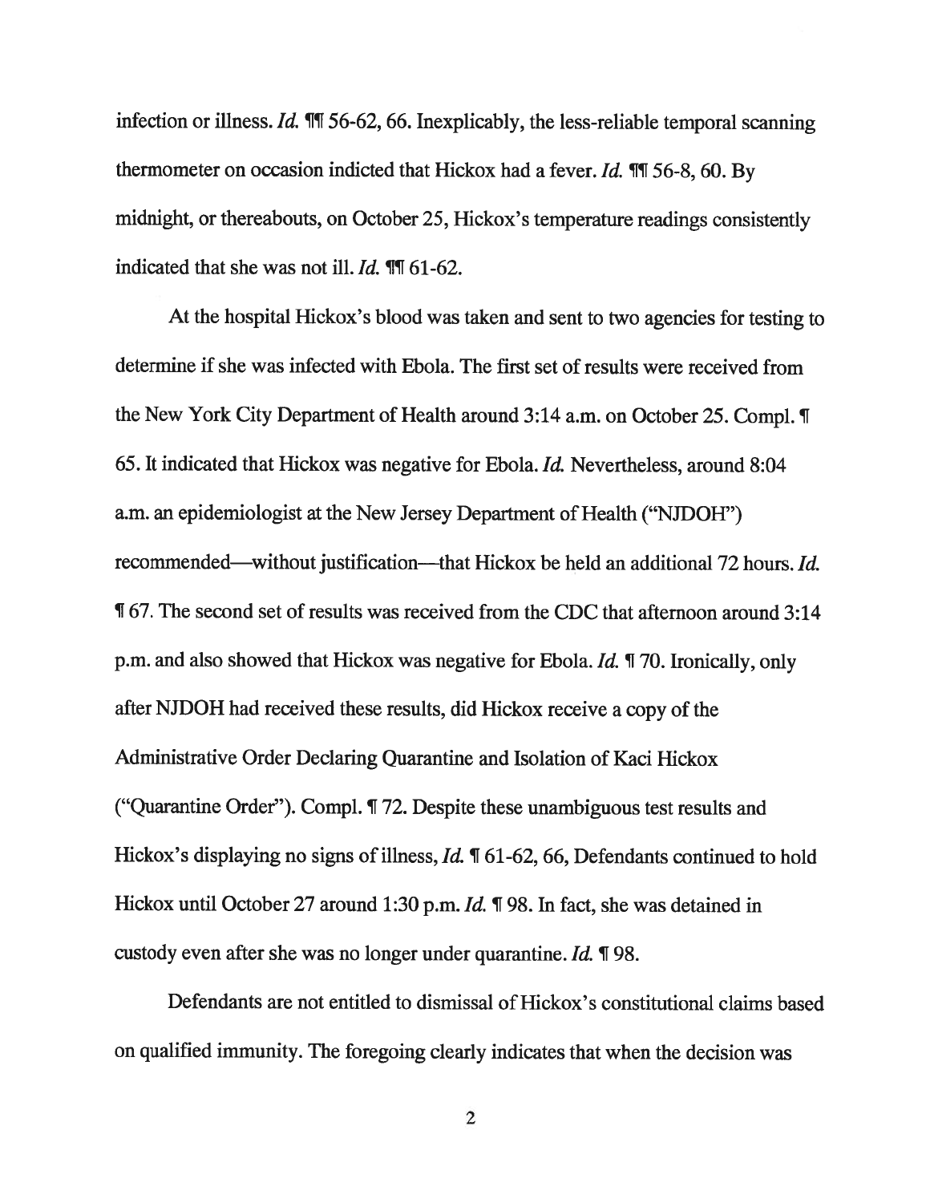infection or illness. *Id.* ¶¶ 56-62, 66. Inexplicably, the less-reliable temporal scanning thermometer on occasion indicted that Hickox had a fever. *Id.* ¶¶ 56-8, 60. By midnight, or thereabouts, on October 25, Hickox's temperature readings consistently indicated that she was not ill. *Id.* ¶¶ 61-62.

At the hospital Hickox's blood was taken and sent to two agencies for testing to determine if she was infected with Ebola. The first set of results were received from the New York City Department of Health around 3:14 a.m. on October 25. Compl. ¶ 65. It indicated that Hickox was negative for Ebola. *Id.* Nevertheless, around 8:04 a.m. an epidemiologist at the New Jersey Department of Health ("NJDOH") recommended—without justification—that Hickox be held an additional 72 hours. *Id.* ¶ 67. The second set of results was received from the CDC that afternoon around 3:14 p.m. and also showed that Hickox was negative for Ebola. *Id.* ¶ 70. Ironically, only after NJDOH had received these results, did Hickox receive a copy of the Administrative Order Declaring Quarantine and Isolation of Kaci Hickox ("Quarantine Order"). Compl. ¶ 72. Despite these unambiguous test results and Hickox's displaying no signs of illness, *Id.* ¶ 61-62, 66, Defendants continued to hold Hickox until October 27 around 1:30 p.m. *Id.* ¶ 98. In fact, she was detained in custody even after she was no longer under quarantine. *Id.* ¶ 98.

Defendants are not entitled to dismissal of Hickox's constitutional claims based on qualified immunity. The foregoing clearly indicates that when the decision was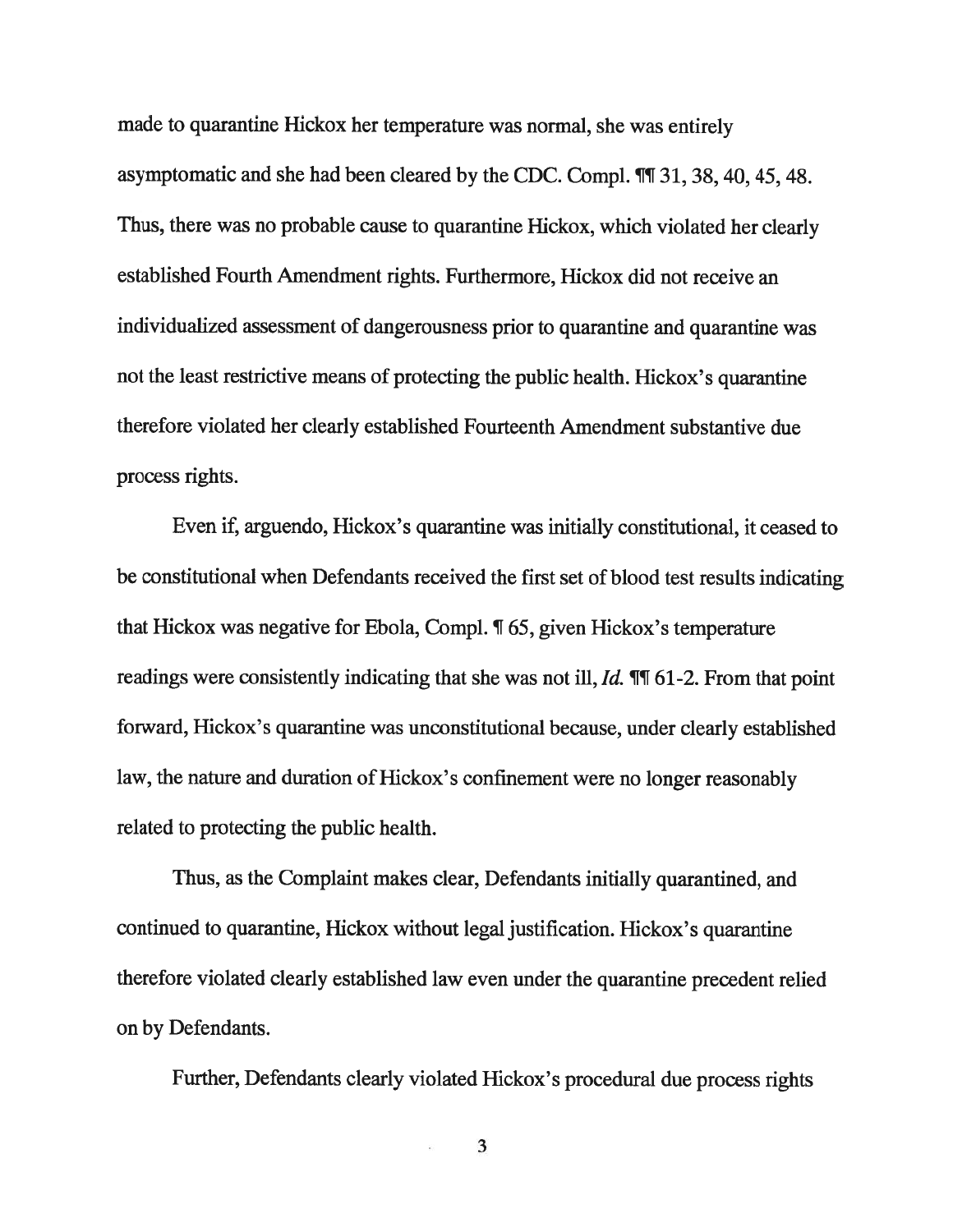made to quarantine Hickox her temperature was normal, she was entirely asymptomatic and she had been cleared by the CDC. Compl. ¶¶ 31, 38, 40, 45, 48. Thus, there was no probable cause to quarantine Hickox, which violated her clearly established Fourth Amendment rights. Furthermore, Hickox did not receive an individualized assessment of dangerousness prior to quarantine and quarantine was not the least restrictive means of protecting the public health. Hickox's quarantine therefore violated her clearly established Fourteenth Amendment substantive due process rights.

Even if, arguendo, Hickox's quarantine was initially constitutional, it ceased to be constitutional when Defendants received the first set of blood test results indicating that Hickox was negative for Ebola, Compl. ¶ 65, given Hickox's temperature readings were consistently indicating that she was not ill, *Id.* ¶¶ 61-2. From that point forward, Hickox's quarantine was unconstitutional because, under clearly established law, the nature and duration of Hickox's confinement were no longer reasonably related to protecting the public health.

Thus, as the Complaint makes clear, Defendants initially quarantined, and continued to quarantine, Hickox without legal justification. Hickox's quarantine therefore violated clearly established law even under the quarantine precedent relied on by Defendants.

Further, Defendants clearly violated Hickox's procedural due process rights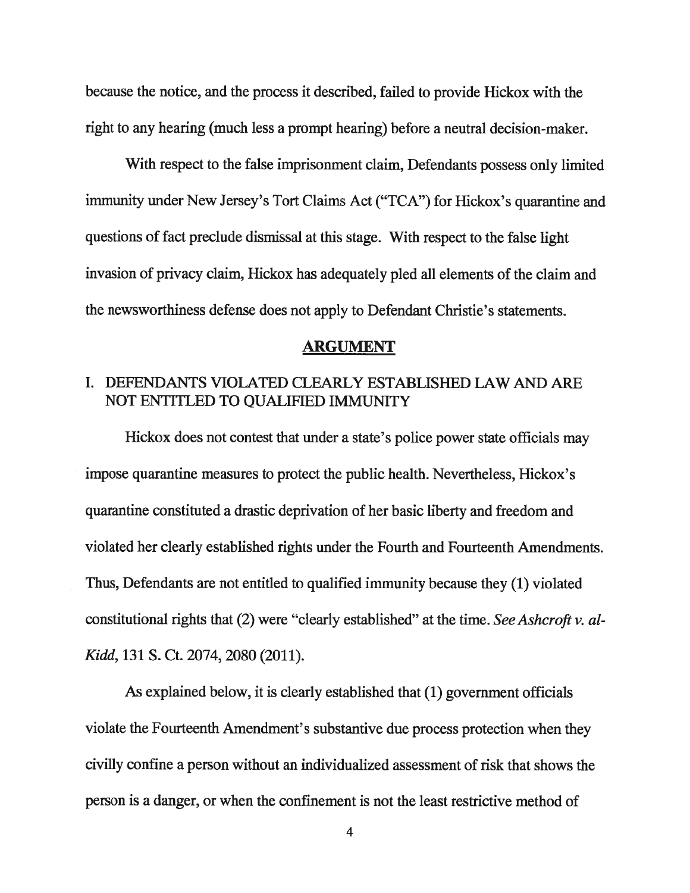because the notice, and the process it described, failed to provide Hickox with the right to any hearing (much less a prompt hearing) before a neutral decision-maker.

With respect to the false imprisonment claim, Defendants possess only limited immunity under New Jersey's Tort Claims Act ("TCA") for Hickox's quarantine and questions of fact preclude dismissal at this stage. With respect to the false light invasion of privacy claim, Hickox has adequately pled all elements of the claim and the newsworthiness defense does not apply to Defendant Christie's statements.

## ARGUMENT

### I. DEFENDANTS VIOLATED CLEARLY ESTABLISHED LAW AND ARE NOT ENTITLED TO QUALIFIED IMMUNITY

Hickox does not contest that under a state's police power state officials may impose quarantine measures to protect the public health. Nevertheless, Hickox's quarantine constituted a drastic deprivation of her basic liberty and freedom and violated her clearly established rights under the Fourth and Fourteenth Amendments. Thus, Defendants are not entitled to qualified immunity because they (1) violated constitutional rights that (2) were "clearly established" at the time. *See Ashcroft v. al-Kidd*, 131 S. Ct. 2074, 2080 (2011).

As explained below, it is clearly established that (1) government officials violate the Fourteenth Amendment's substantive due process protection when they civilly confine a person without an individualized assessment of risk that shows the person is a danger, or when the confinement is not the least restrictive method of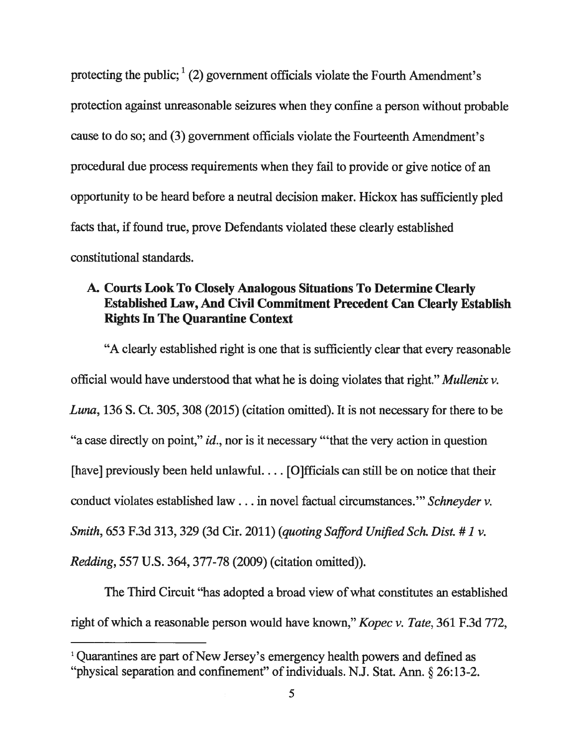protecting the public;[1] (2) government officials violate the Fourth Amendment's protection against unreasonable seizures when they confine a person without probable cause to do so; and (3) government officials violate the Fourteenth Amendment's procedural due process requirements when they fail to provide or give notice of an opportunity to be heard before a neutral decision maker. Hickox has sufficiently pled facts that, if found true, prove Defendants violated these clearly established constitutional standards.

### A. Courts Look To Closely Analogous Situations To Determine Clearly Established Law, And Civil Commitment Precedent Can Clearly Establish Rights In The Quarantine Context

"A clearly established right is one that is sufficiently clear that every reasonable official would have understood that what he is doing violates that right." *Mullenix v. Luna*, 136 S. Ct. 305, 308 (2015) (citation omitted). It is not necessary for there to be "a case directly on point," *id.*, nor is it necessary "'that the very action in question [have] previously been held unlawful. . . . [O]fficials can still be on notice that their conduct violates established law . . . in novel factual circumstances.'" *Schneyder v. Smith*, 653 F.3d 313, 329 (3d Cir. 2011) (*quoting Safford Unified Sch. Dist. # 1 v. Redding*, 557 U.S. 364, 377-78 (2009) (citation omitted)).

The Third Circuit "has adopted a broad view of what constitutes an established right of which a reasonable person would have known," *Kopec v. Tate*, 361 F.3d 772,

---

[1] Quarantines are part of New Jersey's emergency health powers and defined as "physical separation and confinement" of individuals. N.J. Stat. Ann. § 26:13-2.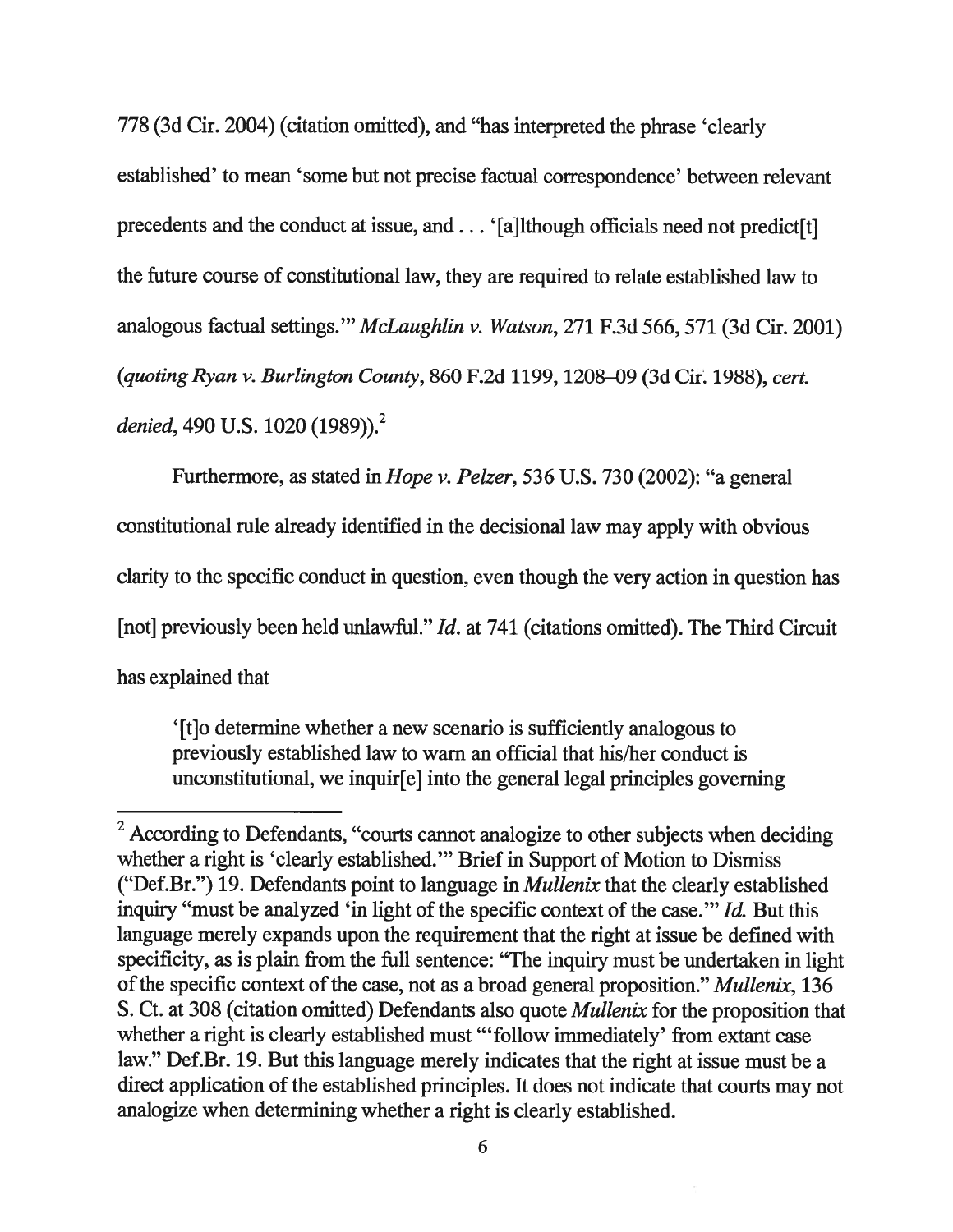778 (3d Cir. 2004) (citation omitted), and "has interpreted the phrase 'clearly established' to mean 'some but not precise factual correspondence' between relevant precedents and the conduct at issue, and . . . '[a]lthough officials need not predict[t] the future course of constitutional law, they are required to relate established law to analogous factual settings.'" *McLaughlin v. Watson*, 271 F.3d 566, 571 (3d Cir. 2001) (*quoting Ryan v. Burlington County*, 860 F.2d 1199, 1208–09 (3d Cir. 1988), *cert. denied*, 490 U.S. 1020 (1989)).[2]

Furthermore, as stated in *Hope v. Pelzer*, 536 U.S. 730 (2002): "a general constitutional rule already identified in the decisional law may apply with obvious clarity to the specific conduct in question, even though the very action in question has [not] previously been held unlawful." *Id.* at 741 (citations omitted). The Third Circuit has explained that

> '[t]o determine whether a new scenario is sufficiently analogous to previously established law to warn an official that his/her conduct is unconstitutional, we inquir[e] into the general legal principles governing

---

[2] According to Defendants, "courts cannot analogize to other subjects when deciding whether a right is 'clearly established.'" Brief in Support of Motion to Dismiss ("Def.Br.") 19. Defendants point to language in *Mullenix* that the clearly established inquiry "must be analyzed 'in light of the specific context of the case.'" *Id.* But this language merely expands upon the requirement that the right at issue be defined with specificity, as is plain from the full sentence: "The inquiry must be undertaken in light of the specific context of the case, not as a broad general proposition." *Mullenix*, 136 S. Ct. at 308 (citation omitted) Defendants also quote *Mullenix* for the proposition that whether a right is clearly established must "'follow immediately' from extant case law." Def.Br. 19. But this language merely indicates that the right at issue must be a direct application of the established principles. It does not indicate that courts may not analogize when determining whether a right is clearly established.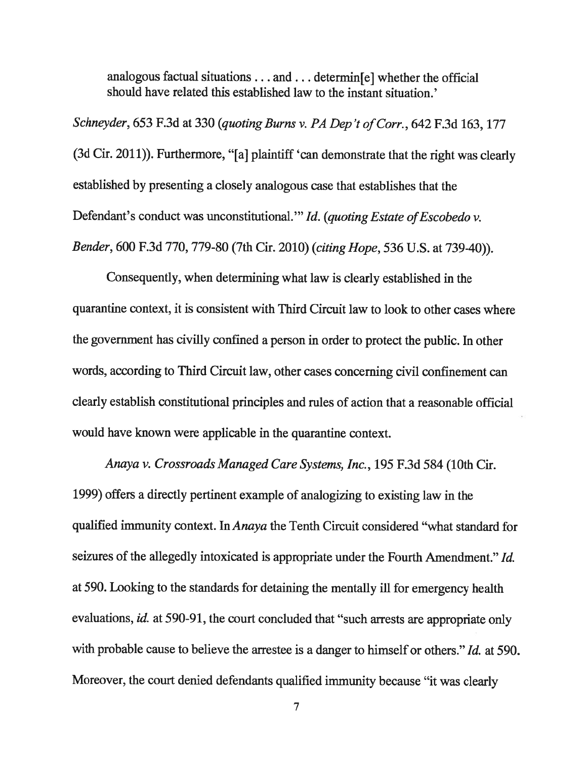> analogous factual situations . . . and . . . determin[e] whether the official should have related this established law to the instant situation.'

*Schneyder*, 653 F.3d at 330 (*quoting Burns v. PA Dep't of Corr.*, 642 F.3d 163, 177 (3d Cir. 2011)). Furthermore, "[a] plaintiff 'can demonstrate that the right was clearly established by presenting a closely analogous case that establishes that the Defendant's conduct was unconstitutional.'" *Id.* (*quoting Estate of Escobedo v. Bender*, 600 F.3d 770, 779-80 (7th Cir. 2010) (*citing Hope*, 536 U.S. at 739-40)).

Consequently, when determining what law is clearly established in the quarantine context, it is consistent with Third Circuit law to look to other cases where the government has civilly confined a person in order to protect the public. In other words, according to Third Circuit law, other cases concerning civil confinement can clearly establish constitutional principles and rules of action that a reasonable official would have known were applicable in the quarantine context.

*Anaya v. Crossroads Managed Care Systems, Inc.*, 195 F.3d 584 (10th Cir. 1999) offers a directly pertinent example of analogizing to existing law in the qualified immunity context. In *Anaya* the Tenth Circuit considered "what standard for seizures of the allegedly intoxicated is appropriate under the Fourth Amendment." *Id.* at 590. Looking to the standards for detaining the mentally ill for emergency health evaluations, *id.* at 590-91, the court concluded that "such arrests are appropriate only with probable cause to believe the arrestee is a danger to himself or others." *Id.* at 590. Moreover, the court denied defendants qualified immunity because "it was clearly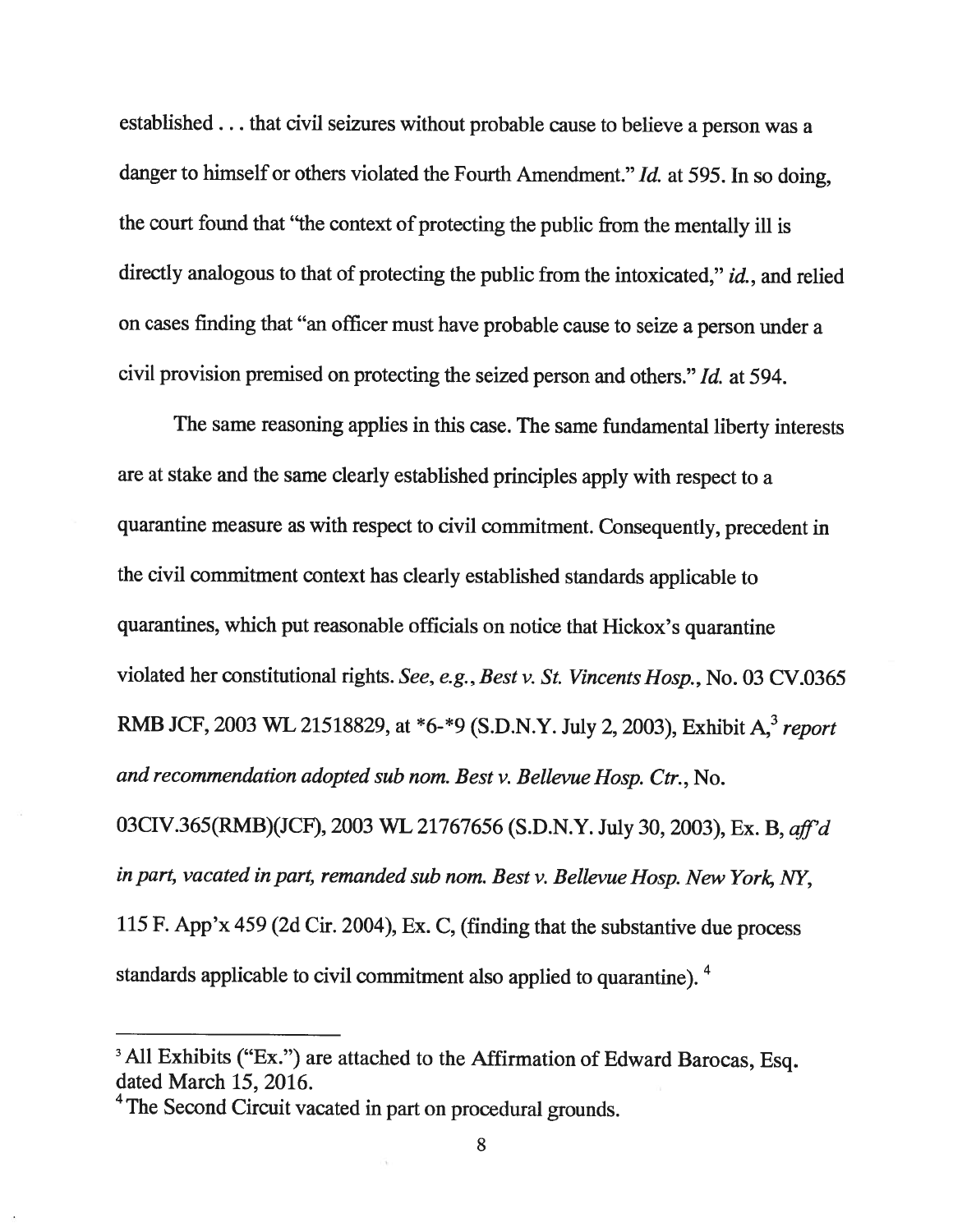established . . . that civil seizures without probable cause to believe a person was a danger to himself or others violated the Fourth Amendment." *Id.* at 595. In so doing, the court found that "the context of protecting the public from the mentally ill is directly analogous to that of protecting the public from the intoxicated," *id.*, and relied on cases finding that "an officer must have probable cause to seize a person under a civil provision premised on protecting the seized person and others." *Id.* at 594.

The same reasoning applies in this case. The same fundamental liberty interests are at stake and the same clearly established principles apply with respect to a quarantine measure as with respect to civil commitment. Consequently, precedent in the civil commitment context has clearly established standards applicable to quarantines, which put reasonable officials on notice that Hickox's quarantine violated her constitutional rights. *See, e.g.*, *Best v. St. Vincents Hosp.*, No. 03 CV.0365 RMB JCF, 2003 WL 21518829, at *6-*9 (S.D.N.Y. July 2, 2003), Exhibit A,[3] *report and recommendation adopted sub nom. Best v. Bellevue Hosp. Ctr.*, No. 03CIV.365(RMB)(JCF), 2003 WL 21767656 (S.D.N.Y. July 30, 2003), Ex. B, *aff'd in part, vacated in part, remanded sub nom. Best v. Bellevue Hosp. New York, NY*, 115 F. App'x 459 (2d Cir. 2004), Ex. C, (finding that the substantive due process standards applicable to civil commitment also applied to quarantine).[4]

---

[3] All Exhibits ("Ex.") are attached to the Affirmation of Edward Barocas, Esq. dated March 15, 2016.

[4] The Second Circuit vacated in part on procedural grounds.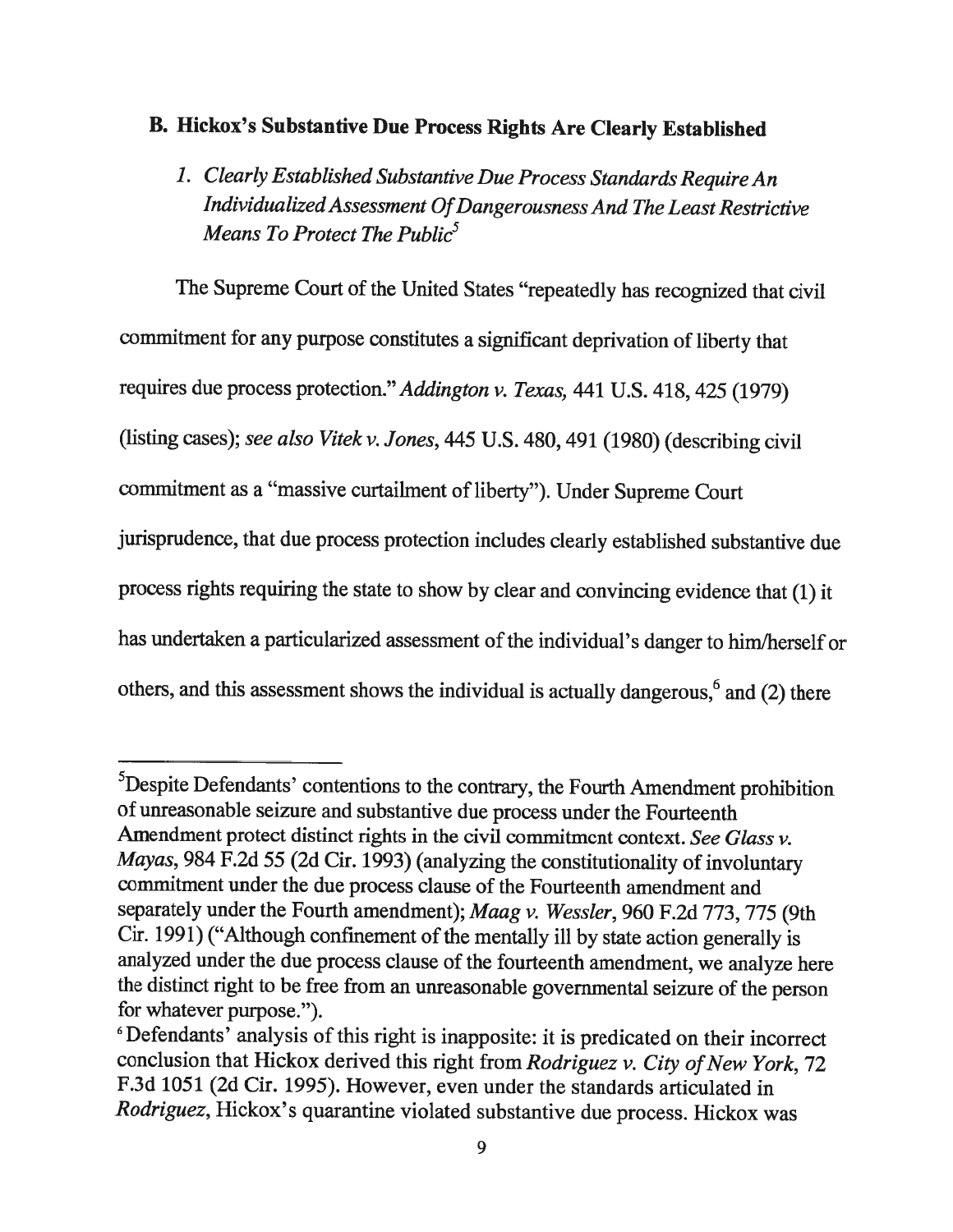## B. Hickox's Substantive Due Process Rights Are Clearly Established

### *1. Clearly Established Substantive Due Process Standards Require An Individualized Assessment Of Dangerousness And The Least Restrictive Means To Protect The Public*[5]

The Supreme Court of the United States "repeatedly has recognized that civil commitment for any purpose constitutes a significant deprivation of liberty that requires due process protection." *Addington v. Texas,* 441 U.S. 418, 425 (1979) (listing cases); *see also Vitek v. Jones*, 445 U.S. 480, 491 (1980) (describing civil commitment as a "massive curtailment of liberty"). Under Supreme Court jurisprudence, that due process protection includes clearly established substantive due process rights requiring the state to show by clear and convincing evidence that (1) it has undertaken a particularized assessment of the individual's danger to him/herself or others, and this assessment shows the individual is actually dangerous,[6] and (2) there

---

[5] Despite Defendants' contentions to the contrary, the Fourth Amendment prohibition of unreasonable seizure and substantive due process under the Fourteenth Amendment protect distinct rights in the civil commitment context. *See Glass v. Mayas*, 984 F.2d 55 (2d Cir. 1993) (analyzing the constitutionality of involuntary commitment under the due process clause of the Fourteenth amendment and separately under the Fourth amendment); *Maag v. Wessler*, 960 F.2d 773, 775 (9th Cir. 1991) ("Although confinement of the mentally ill by state action generally is analyzed under the due process clause of the fourteenth amendment, we analyze here the distinct right to be free from an unreasonable governmental seizure of the person for whatever purpose.").

[6] Defendants' analysis of this right is inapposite: it is predicated on their incorrect conclusion that Hickox derived this right from *Rodriguez v. City of New York*, 72 F.3d 1051 (2d Cir. 1995). However, even under the standards articulated in *Rodriguez*, Hickox's quarantine violated substantive due process. Hickox was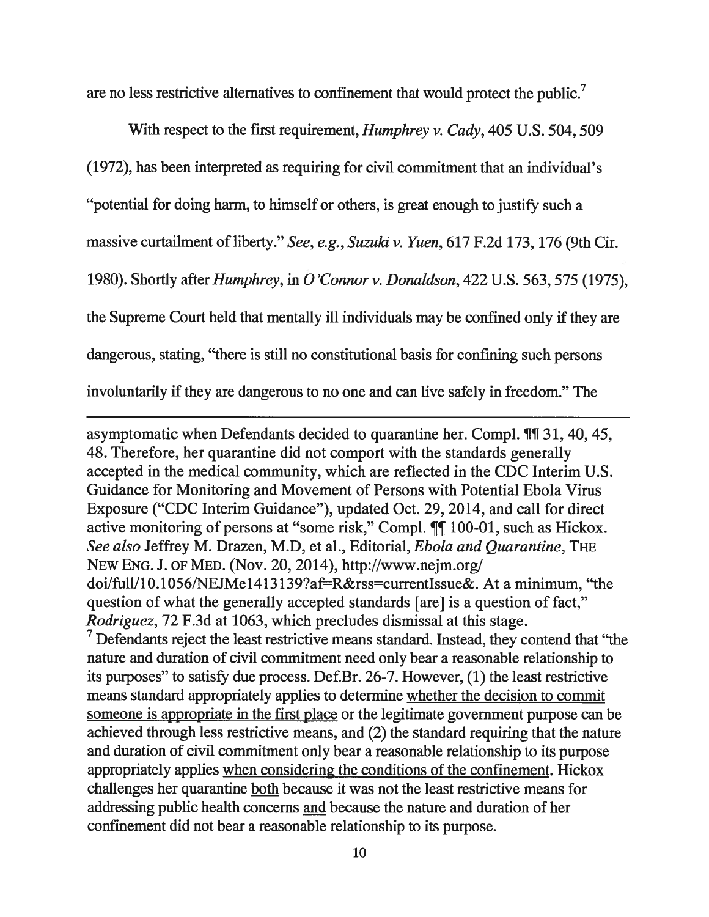are no less restrictive alternatives to confinement that would protect the public.[7]

With respect to the first requirement, *Humphrey v. Cady*, 405 U.S. 504, 509 (1972), has been interpreted as requiring for civil commitment that an individual's "potential for doing harm, to himself or others, is great enough to justify such a massive curtailment of liberty." *See, e.g., Suzuki v. Yuen*, 617 F.2d 173, 176 (9th Cir. 1980). Shortly after *Humphrey*, in *O'Connor v. Donaldson*, 422 U.S. 563, 575 (1975), the Supreme Court held that mentally ill individuals may be confined only if they are dangerous, stating, "there is still no constitutional basis for confining such persons involuntarily if they are dangerous to no one and can live safely in freedom." The

---

asymptomatic when Defendants decided to quarantine her. Compl. ¶¶ 31, 40, 45, 48. Therefore, her quarantine did not comport with the standards generally accepted in the medical community, which are reflected in the CDC Interim U.S. Guidance for Monitoring and Movement of Persons with Potential Ebola Virus Exposure ("CDC Interim Guidance"), updated Oct. 29, 2014, and call for direct active monitoring of persons at "some risk," Compl. ¶¶ 100-01, such as Hickox. *See also* Jeffrey M. Drazen, M.D, et al., Editorial, *Ebola and Quarantine*, THE NEW ENG. J. OF MED. (Nov. 20, 2014), http://www.nejm.org/doi/full/10.1056/NEJMe1413139?af=R&rss=currentIssue&. At a minimum, "the question of what the generally accepted standards [are] is a question of fact," *Rodriguez*, 72 F.3d at 1063, which precludes dismissal at this stage.

[7] Defendants reject the least restrictive means standard. Instead, they contend that "the nature and duration of civil commitment need only bear a reasonable relationship to its purposes" to satisfy due process. Def.Br. 26-7. However, (1) the least restrictive means standard appropriately applies to determine <u>whether the decision to commit someone is appropriate in the first place</u> or the legitimate government purpose can be achieved through less restrictive means, and (2) the standard requiring that the nature and duration of civil commitment only bear a reasonable relationship to its purpose appropriately applies <u>when considering the conditions of the confinement</u>. Hickox challenges her quarantine <u>both</u> because it was not the least restrictive means for addressing public health concerns <u>and</u> because the nature and duration of her confinement did not bear a reasonable relationship to its purpose.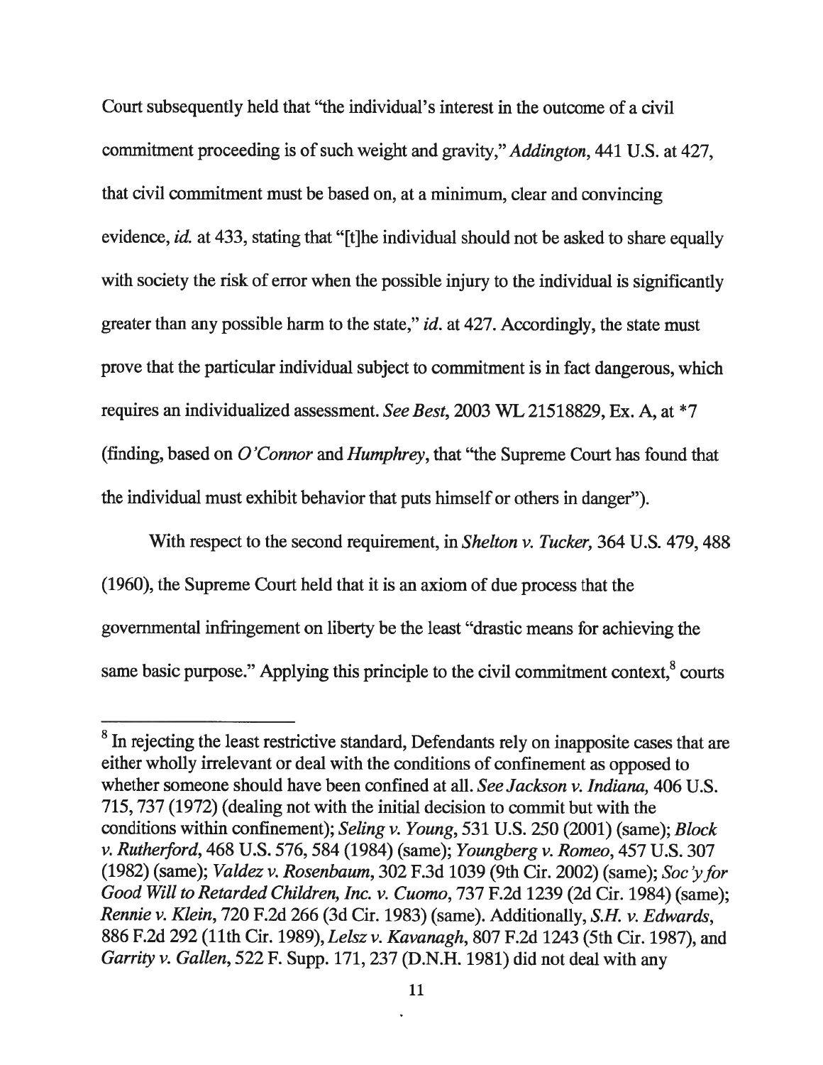Court subsequently held that "the individual's interest in the outcome of a civil commitment proceeding is of such weight and gravity," *Addington*, 441 U.S. at 427, that civil commitment must be based on, at a minimum, clear and convincing evidence, *id.* at 433, stating that "[t]he individual should not be asked to share equally with society the risk of error when the possible injury to the individual is significantly greater than any possible harm to the state," *id.* at 427. Accordingly, the state must prove that the particular individual subject to commitment is in fact dangerous, which requires an individualized assessment. *See Best*, 2003 WL 21518829, Ex. A, at *7 (finding, based on *O'Connor* and *Humphrey*, that "the Supreme Court has found that the individual must exhibit behavior that puts himself or others in danger").

With respect to the second requirement, in *Shelton v. Tucker,* 364 U.S. 479, 488 (1960), the Supreme Court held that it is an axiom of due process that the governmental infringement on liberty be the least "drastic means for achieving the same basic purpose." Applying this principle to the civil commitment context,[8] courts

[8] In rejecting the least restrictive standard, Defendants rely on inapposite cases that are either wholly irrelevant or deal with the conditions of confinement as opposed to whether someone should have been confined at all. *See Jackson v. Indiana,* 406 U.S. 715, 737 (1972) (dealing not with the initial decision to commit but with the conditions within confinement); *Seling v. Young*, 531 U.S. 250 (2001) (same); *Block v. Rutherford*, 468 U.S. 576, 584 (1984) (same); *Youngberg v. Romeo*, 457 U.S. 307 (1982) (same); *Valdez v. Rosenbaum*, 302 F.3d 1039 (9th Cir. 2002) (same); *Soc'y for Good Will to Retarded Children, Inc. v. Cuomo*, 737 F.2d 1239 (2d Cir. 1984) (same); *Rennie v. Klein*, 720 F.2d 266 (3d Cir. 1983) (same). Additionally, *S.H. v. Edwards*, 886 F.2d 292 (11th Cir. 1989), *Lelsz v. Kavanagh*, 807 F.2d 1243 (5th Cir. 1987), and *Garrity v. Gallen*, 522 F. Supp. 171, 237 (D.N.H. 1981) did not deal with any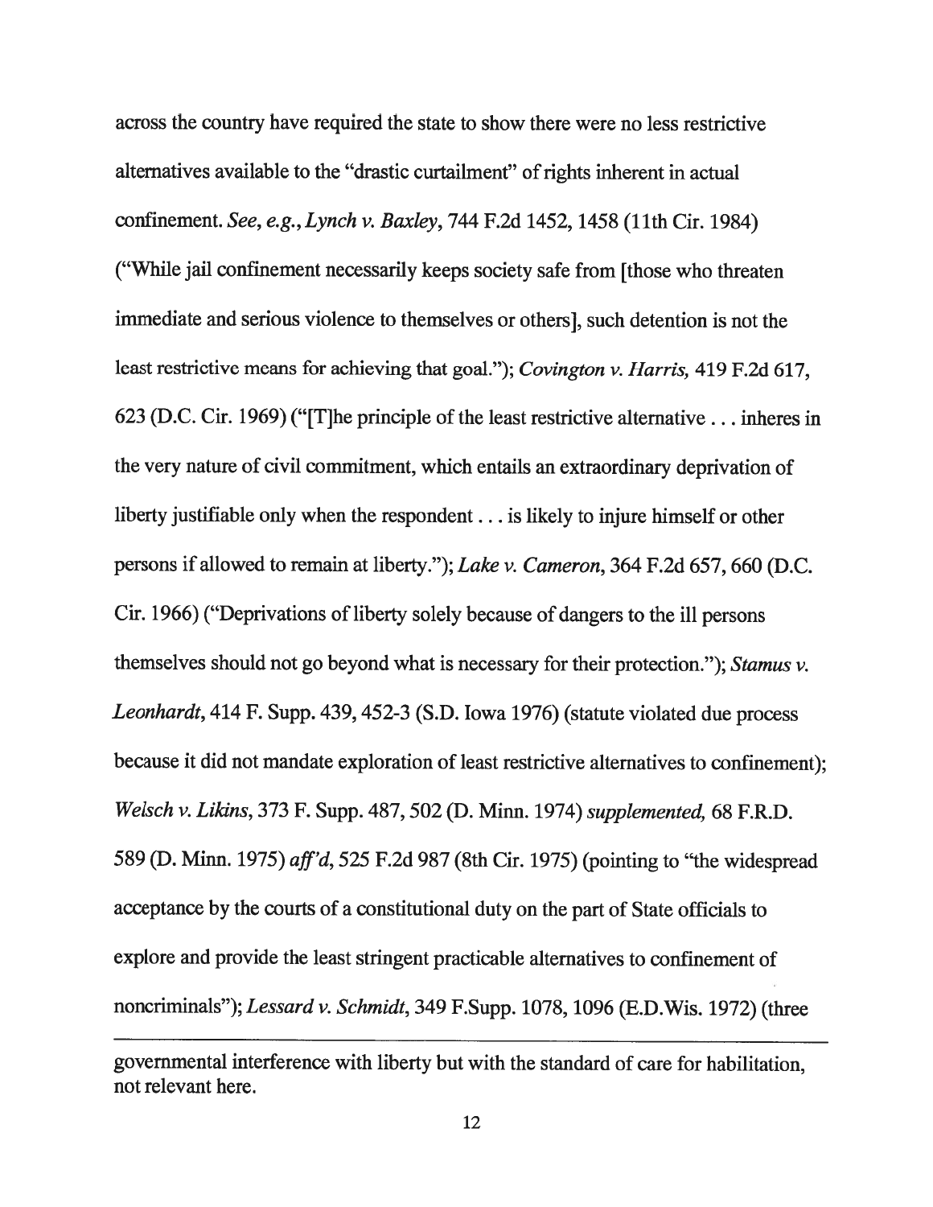across the country have required the state to show there were no less restrictive alternatives available to the "drastic curtailment" of rights inherent in actual confinement. *See, e.g.*, *Lynch v. Baxley*, 744 F.2d 1452, 1458 (11th Cir. 1984) ("While jail confinement necessarily keeps society safe from [those who threaten immediate and serious violence to themselves or others], such detention is not the least restrictive means for achieving that goal."); *Covington v. Harris,* 419 F.2d 617, 623 (D.C. Cir. 1969) ("[T]he principle of the least restrictive alternative . . . inheres in the very nature of civil commitment, which entails an extraordinary deprivation of liberty justifiable only when the respondent . . . is likely to injure himself or other persons if allowed to remain at liberty."); *Lake v. Cameron*, 364 F.2d 657, 660 (D.C. Cir. 1966) ("Deprivations of liberty solely because of dangers to the ill persons themselves should not go beyond what is necessary for their protection."); *Stamus v. Leonhardt*, 414 F. Supp. 439, 452-3 (S.D. Iowa 1976) (statute violated due process because it did not mandate exploration of least restrictive alternatives to confinement); *Welsch v. Likins*, 373 F. Supp. 487, 502 (D. Minn. 1974) *supplemented,* 68 F.R.D. 589 (D. Minn. 1975) *aff'd*, 525 F.2d 987 (8th Cir. 1975) (pointing to "the widespread acceptance by the courts of a constitutional duty on the part of State officials to explore and provide the least stringent practicable alternatives to confinement of noncriminals"); *Lessard v. Schmidt*, 349 F.Supp. 1078, 1096 (E.D.Wis. 1972) (three

---

governmental interference with liberty but with the standard of care for habilitation, not relevant here.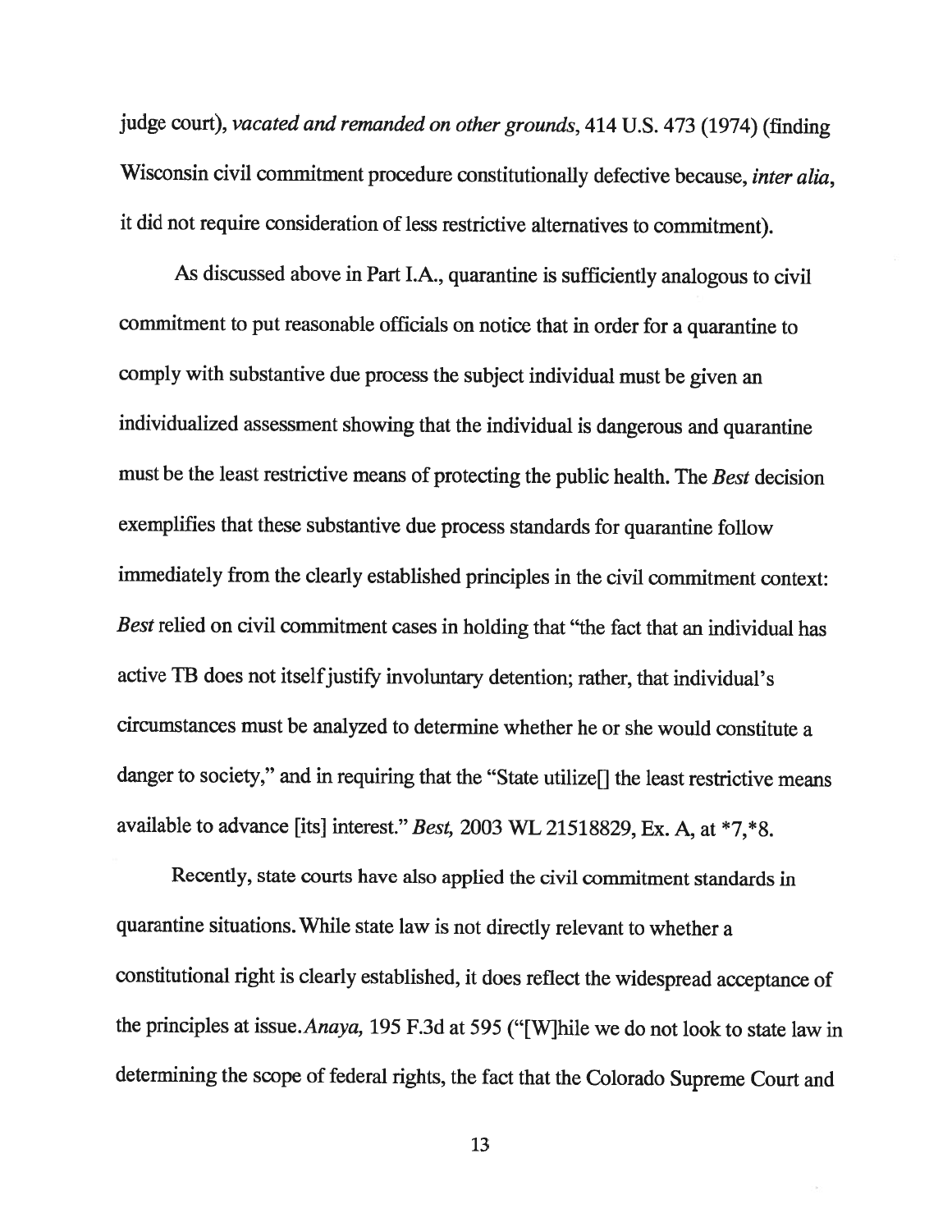judge court), *vacated and remanded on other grounds*, 414 U.S. 473 (1974) (finding Wisconsin civil commitment procedure constitutionally defective because, *inter alia*, it did not require consideration of less restrictive alternatives to commitment).

As discussed above in Part I.A., quarantine is sufficiently analogous to civil commitment to put reasonable officials on notice that in order for a quarantine to comply with substantive due process the subject individual must be given an individualized assessment showing that the individual is dangerous and quarantine must be the least restrictive means of protecting the public health. The *Best* decision exemplifies that these substantive due process standards for quarantine follow immediately from the clearly established principles in the civil commitment context: *Best* relied on civil commitment cases in holding that "the fact that an individual has active TB does not itself justify involuntary detention; rather, that individual's circumstances must be analyzed to determine whether he or she would constitute a danger to society," and in requiring that the "State utilize[] the least restrictive means available to advance [its] interest." *Best,* 2003 WL 21518829, Ex. A, at *7,*8.

Recently, state courts have also applied the civil commitment standards in quarantine situations. While state law is not directly relevant to whether a constitutional right is clearly established, it does reflect the widespread acceptance of the principles at issue. *Anaya,* 195 F.3d at 595 ("[W]hile we do not look to state law in determining the scope of federal rights, the fact that the Colorado Supreme Court and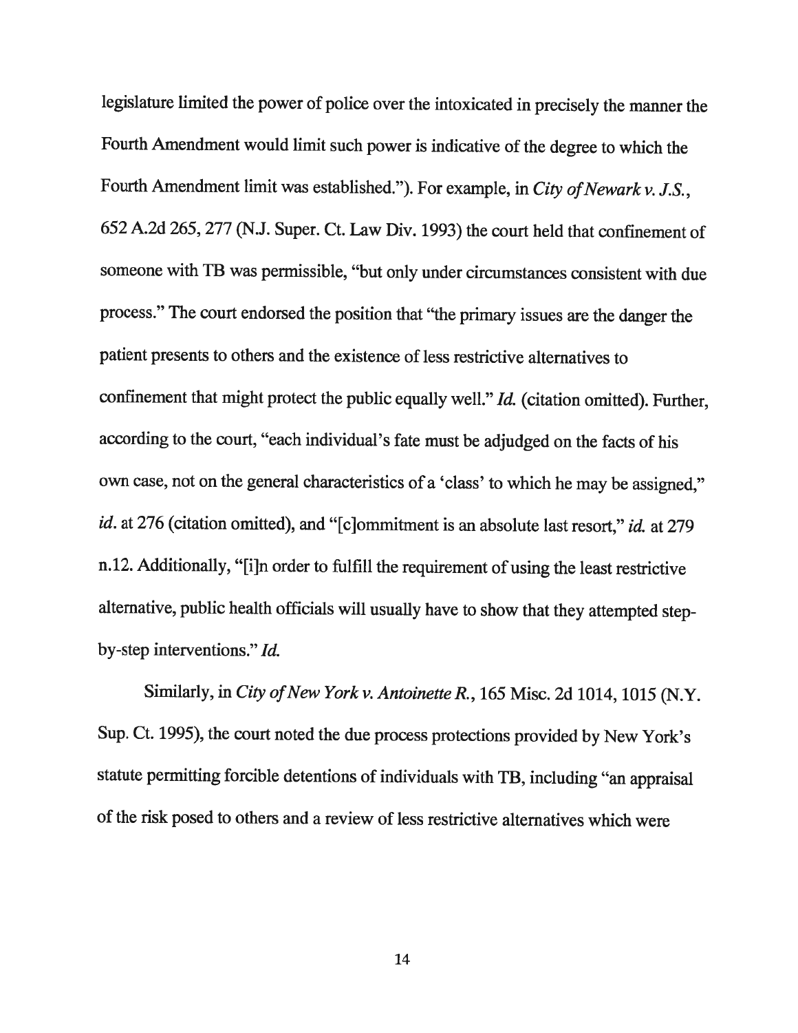legislature limited the power of police over the intoxicated in precisely the manner the Fourth Amendment would limit such power is indicative of the degree to which the Fourth Amendment limit was established."). For example, in *City of Newark v. J.S.*, 652 A.2d 265, 277 (N.J. Super. Ct. Law Div. 1993) the court held that confinement of someone with TB was permissible, "but only under circumstances consistent with due process." The court endorsed the position that "the primary issues are the danger the patient presents to others and the existence of less restrictive alternatives to confinement that might protect the public equally well." *Id.* (citation omitted). Further, according to the court, "each individual's fate must be adjudged on the facts of his own case, not on the general characteristics of a 'class' to which he may be assigned," *id.* at 276 (citation omitted), and "[c]ommitment is an absolute last resort," *id.* at 279 n.12. Additionally, "[i]n order to fulfill the requirement of using the least restrictive alternative, public health officials will usually have to show that they attempted step-by-step interventions." *Id.*

Similarly, in *City of New York v. Antoinette R.*, 165 Misc. 2d 1014, 1015 (N.Y. Sup. Ct. 1995), the court noted the due process protections provided by New York's statute permitting forcible detentions of individuals with TB, including "an appraisal of the risk posed to others and a review of less restrictive alternatives which were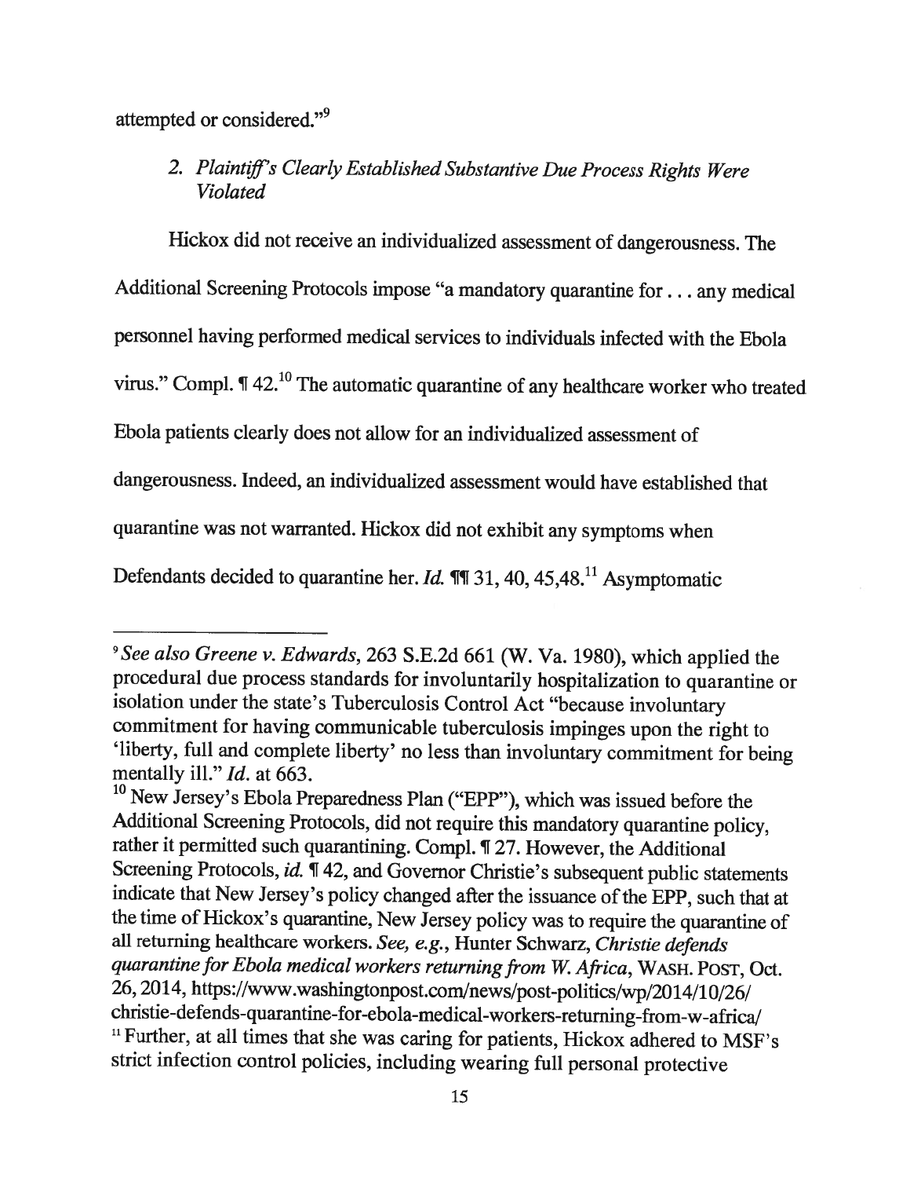attempted or considered."[9]

### 2. *Plaintiff's Clearly Established Substantive Due Process Rights Were Violated*

Hickox did not receive an individualized assessment of dangerousness. The Additional Screening Protocols impose "a mandatory quarantine for . . . any medical personnel having performed medical services to individuals infected with the Ebola virus." Compl. ¶ 42.[10] The automatic quarantine of any healthcare worker who treated Ebola patients clearly does not allow for an individualized assessment of dangerousness. Indeed, an individualized assessment would have established that quarantine was not warranted. Hickox did not exhibit any symptoms when Defendants decided to quarantine her. *Id.* ¶¶ 31, 40, 45,48.[11] Asymptomatic

---

[9] *See also Greene v. Edwards*, 263 S.E.2d 661 (W. Va. 1980), which applied the procedural due process standards for involuntarily hospitalization to quarantine or isolation under the state's Tuberculosis Control Act "because involuntary commitment for having communicable tuberculosis impinges upon the right to 'liberty, full and complete liberty' no less than involuntary commitment for being mentally ill." *Id.* at 663.

[10] New Jersey's Ebola Preparedness Plan ("EPP"), which was issued before the Additional Screening Protocols, did not require this mandatory quarantine policy, rather it permitted such quarantining. Compl. ¶ 27. However, the Additional Screening Protocols, *id.* ¶ 42, and Governor Christie's subsequent public statements indicate that New Jersey's policy changed after the issuance of the EPP, such that at the time of Hickox's quarantine, New Jersey policy was to require the quarantine of all returning healthcare workers. *See, e.g.*, Hunter Schwarz, *Christie defends quarantine for Ebola medical workers returning from W. Africa*, WASH. POST, Oct. 26, 2014, https://www.washingtonpost.com/news/post-politics/wp/2014/10/26/christie-defends-quarantine-for-ebola-medical-workers-returning-from-w-africa/

[11] Further, at all times that she was caring for patients, Hickox adhered to MSF's strict infection control policies, including wearing full personal protective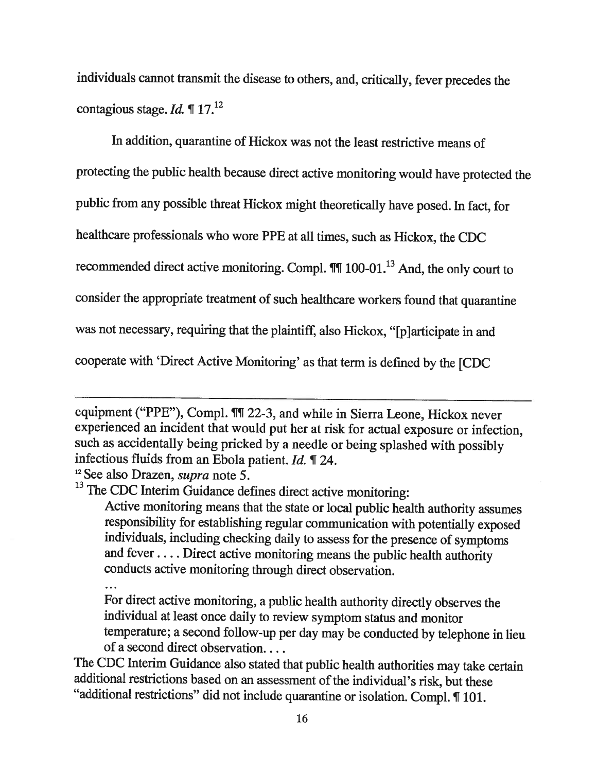individuals cannot transmit the disease to others, and, critically, fever precedes the contagious stage. *Id.* ¶ 17.[12]

In addition, quarantine of Hickox was not the least restrictive means of protecting the public health because direct active monitoring would have protected the public from any possible threat Hickox might theoretically have posed. In fact, for healthcare professionals who wore PPE at all times, such as Hickox, the CDC recommended direct active monitoring. Compl. ¶¶ 100-01.[13] And, the only court to consider the appropriate treatment of such healthcare workers found that quarantine was not necessary, requiring that the plaintiff, also Hickox, "[p]articipate in and cooperate with 'Direct Active Monitoring' as that term is defined by the [CDC

---

equipment ("PPE"), Compl. ¶¶ 22-3, and while in Sierra Leone, Hickox never experienced an incident that would put her at risk for actual exposure or infection, such as accidentally being pricked by a needle or being splashed with possibly infectious fluids from an Ebola patient. *Id.* ¶ 24.

[12] See also Drazen, *supra* note 5.

[13] The CDC Interim Guidance defines direct active monitoring:

> Active monitoring means that the state or local public health authority assumes responsibility for establishing regular communication with potentially exposed individuals, including checking daily to assess for the presence of symptoms and fever . . . . Direct active monitoring means the public health authority conducts active monitoring through direct observation.
>
> . . .
>
> For direct active monitoring, a public health authority directly observes the individual at least once daily to review symptom status and monitor temperature; a second follow-up per day may be conducted by telephone in lieu of a second direct observation. . . .

The CDC Interim Guidance also stated that public health authorities may take certain additional restrictions based on an assessment of the individual's risk, but these "additional restrictions" did not include quarantine or isolation. Compl. ¶ 101.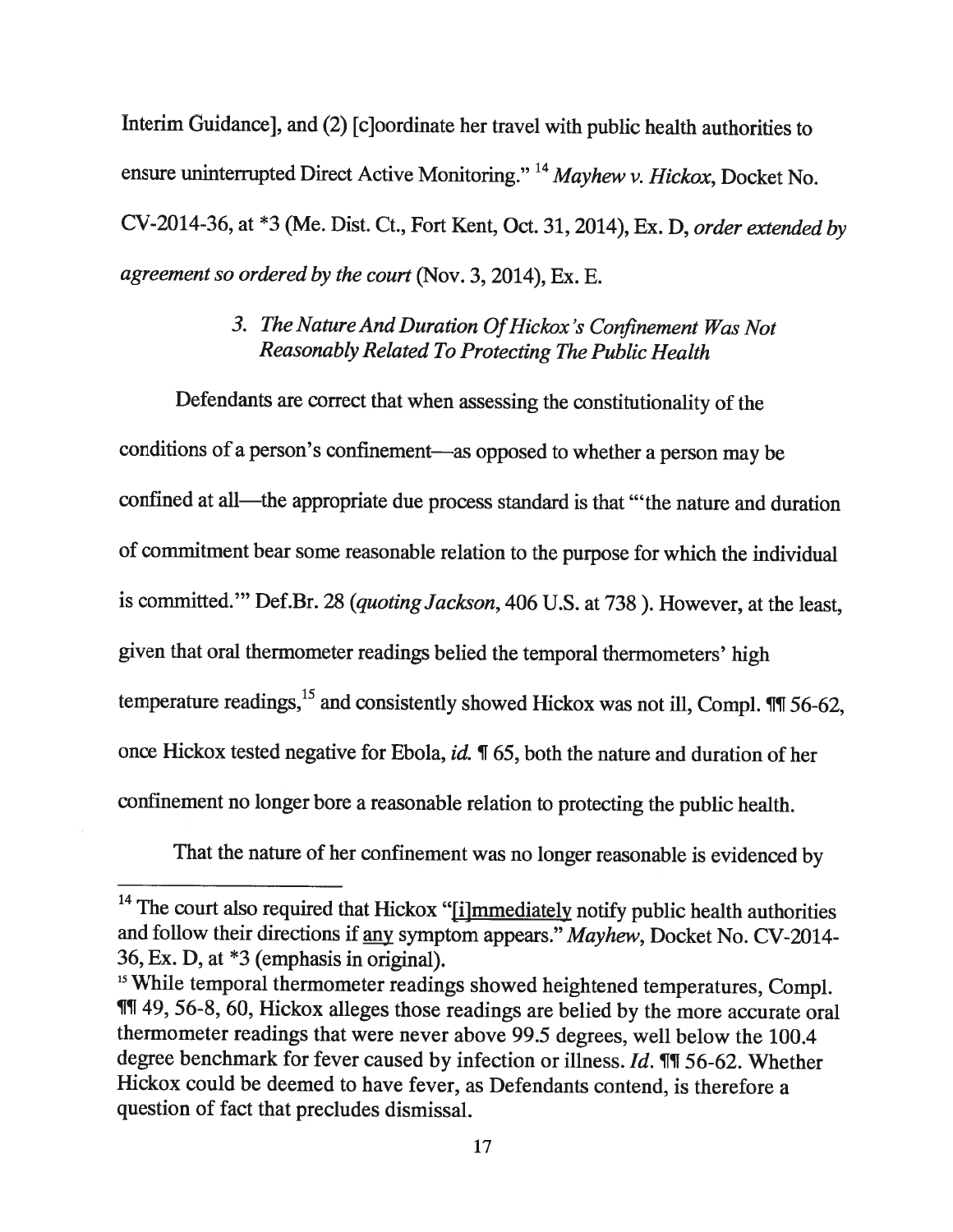Interim Guidance], and (2) [c]oordinate her travel with public health authorities to ensure uninterrupted Direct Active Monitoring."[14] *Mayhew v. Hickox*, Docket No. CV-2014-36, at *3 (Me. Dist. Ct., Fort Kent, Oct. 31, 2014), Ex. D, *order extended by agreement so ordered by the court* (Nov. 3, 2014), Ex. E.

### 3. *The Nature And Duration Of Hickox's Confinement Was Not Reasonably Related To Protecting The Public Health*

Defendants are correct that when assessing the constitutionality of the conditions of a person's confinement—as opposed to whether a person may be confined at all—the appropriate due process standard is that "'the nature and duration of commitment bear some reasonable relation to the purpose for which the individual is committed.'" Def.Br. 28 (*quoting Jackson*, 406 U.S. at 738 ). However, at the least, given that oral thermometer readings belied the temporal thermometers' high temperature readings,[15] and consistently showed Hickox was not ill, Compl. ¶¶ 56-62, once Hickox tested negative for Ebola, *id.* ¶ 65, both the nature and duration of her confinement no longer bore a reasonable relation to protecting the public health.

That the nature of her confinement was no longer reasonable is evidenced by

---

[14] The court also required that Hickox "[i]mmediately notify public health authorities and follow their directions if any symptom appears." *Mayhew*, Docket No. CV-2014-36, Ex. D, at *3 (emphasis in original).

[15] While temporal thermometer readings showed heightened temperatures, Compl. ¶¶ 49, 56-8, 60, Hickox alleges those readings are belied by the more accurate oral thermometer readings that were never above 99.5 degrees, well below the 100.4 degree benchmark for fever caused by infection or illness. *Id.* ¶¶ 56-62. Whether Hickox could be deemed to have fever, as Defendants contend, is therefore a question of fact that precludes dismissal.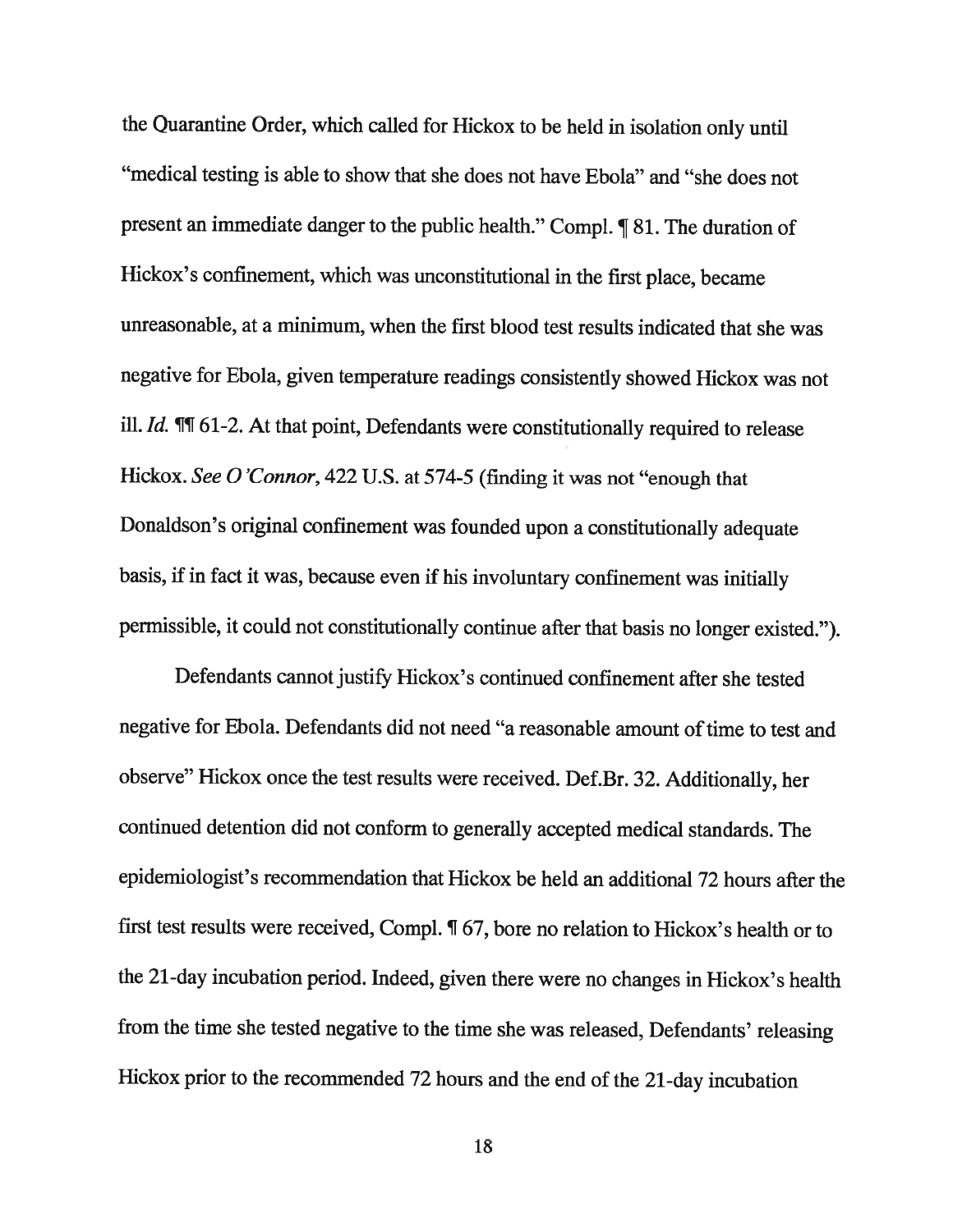the Quarantine Order, which called for Hickox to be held in isolation only until "medical testing is able to show that she does not have Ebola" and "she does not present an immediate danger to the public health." Compl. ¶ 81. The duration of Hickox's confinement, which was unconstitutional in the first place, became unreasonable, at a minimum, when the first blood test results indicated that she was negative for Ebola, given temperature readings consistently showed Hickox was not ill. *Id.* ¶¶ 61-2. At that point, Defendants were constitutionally required to release Hickox. *See O'Connor*, 422 U.S. at 574-5 (finding it was not "enough that Donaldson's original confinement was founded upon a constitutionally adequate basis, if in fact it was, because even if his involuntary confinement was initially permissible, it could not constitutionally continue after that basis no longer existed.").

Defendants cannot justify Hickox's continued confinement after she tested negative for Ebola. Defendants did not need "a reasonable amount of time to test and observe" Hickox once the test results were received. Def.Br. 32. Additionally, her continued detention did not conform to generally accepted medical standards. The epidemiologist's recommendation that Hickox be held an additional 72 hours after the first test results were received, Compl. ¶ 67, bore no relation to Hickox's health or to the 21-day incubation period. Indeed, given there were no changes in Hickox's health from the time she tested negative to the time she was released, Defendants' releasing Hickox prior to the recommended 72 hours and the end of the 21-day incubation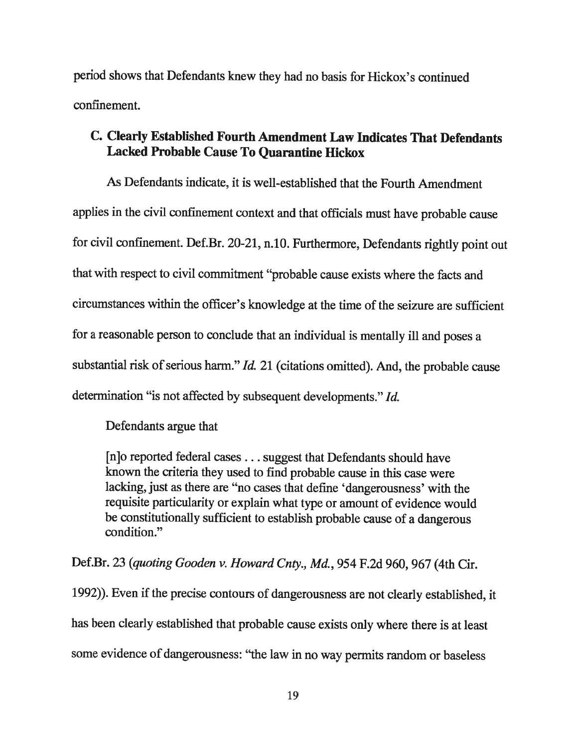period shows that Defendants knew they had no basis for Hickox's continued confinement.

### C. Clearly Established Fourth Amendment Law Indicates That Defendants Lacked Probable Cause To Quarantine Hickox

As Defendants indicate, it is well-established that the Fourth Amendment applies in the civil confinement context and that officials must have probable cause for civil confinement. Def.Br. 20-21, n.10. Furthermore, Defendants rightly point out that with respect to civil commitment "probable cause exists where the facts and circumstances within the officer's knowledge at the time of the seizure are sufficient for a reasonable person to conclude that an individual is mentally ill and poses a substantial risk of serious harm." *Id.* 21 (citations omitted). And, the probable cause determination "is not affected by subsequent developments." *Id.*

Defendants argue that

> [n]o reported federal cases . . . suggest that Defendants should have known the criteria they used to find probable cause in this case were lacking, just as there are "no cases that define 'dangerousness' with the requisite particularity or explain what type or amount of evidence would be constitutionally sufficient to establish probable cause of a dangerous condition."

Def.Br. 23 (*quoting Gooden v. Howard Cnty., Md.*, 954 F.2d 960, 967 (4th Cir. 1992)). Even if the precise contours of dangerousness are not clearly established, it has been clearly established that probable cause exists only where there is at least some evidence of dangerousness: "the law in no way permits random or baseless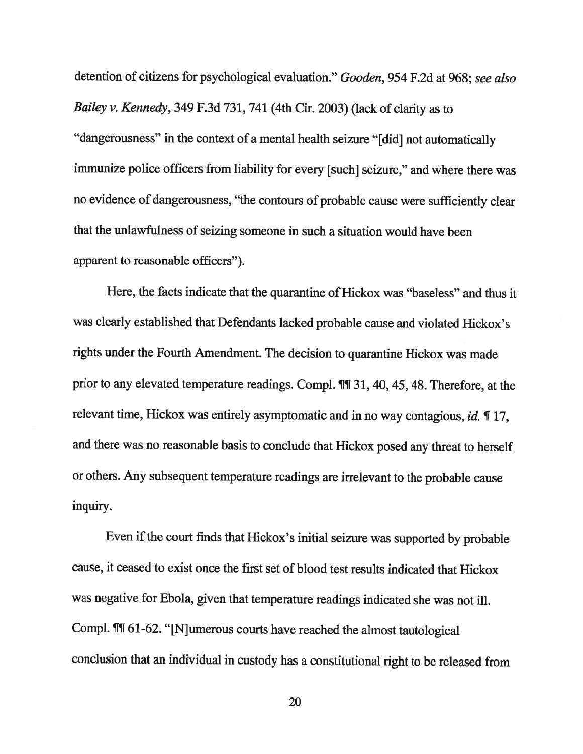detention of citizens for psychological evaluation." *Gooden*, 954 F.2d at 968; *see also Bailey v. Kennedy*, 349 F.3d 731, 741 (4th Cir. 2003) (lack of clarity as to "dangerousness" in the context of a mental health seizure "[did] not automatically immunize police officers from liability for every [such] seizure," and where there was no evidence of dangerousness, "the contours of probable cause were sufficiently clear that the unlawfulness of seizing someone in such a situation would have been apparent to reasonable officers").

Here, the facts indicate that the quarantine of Hickox was "baseless" and thus it was clearly established that Defendants lacked probable cause and violated Hickox's rights under the Fourth Amendment. The decision to quarantine Hickox was made prior to any elevated temperature readings. Compl. ¶¶ 31, 40, 45, 48. Therefore, at the relevant time, Hickox was entirely asymptomatic and in no way contagious, *id.* ¶ 17, and there was no reasonable basis to conclude that Hickox posed any threat to herself or others. Any subsequent temperature readings are irrelevant to the probable cause inquiry.

Even if the court finds that Hickox's initial seizure was supported by probable cause, it ceased to exist once the first set of blood test results indicated that Hickox was negative for Ebola, given that temperature readings indicated she was not ill. Compl. ¶¶ 61-62. "[N]umerous courts have reached the almost tautological conclusion that an individual in custody has a constitutional right to be released from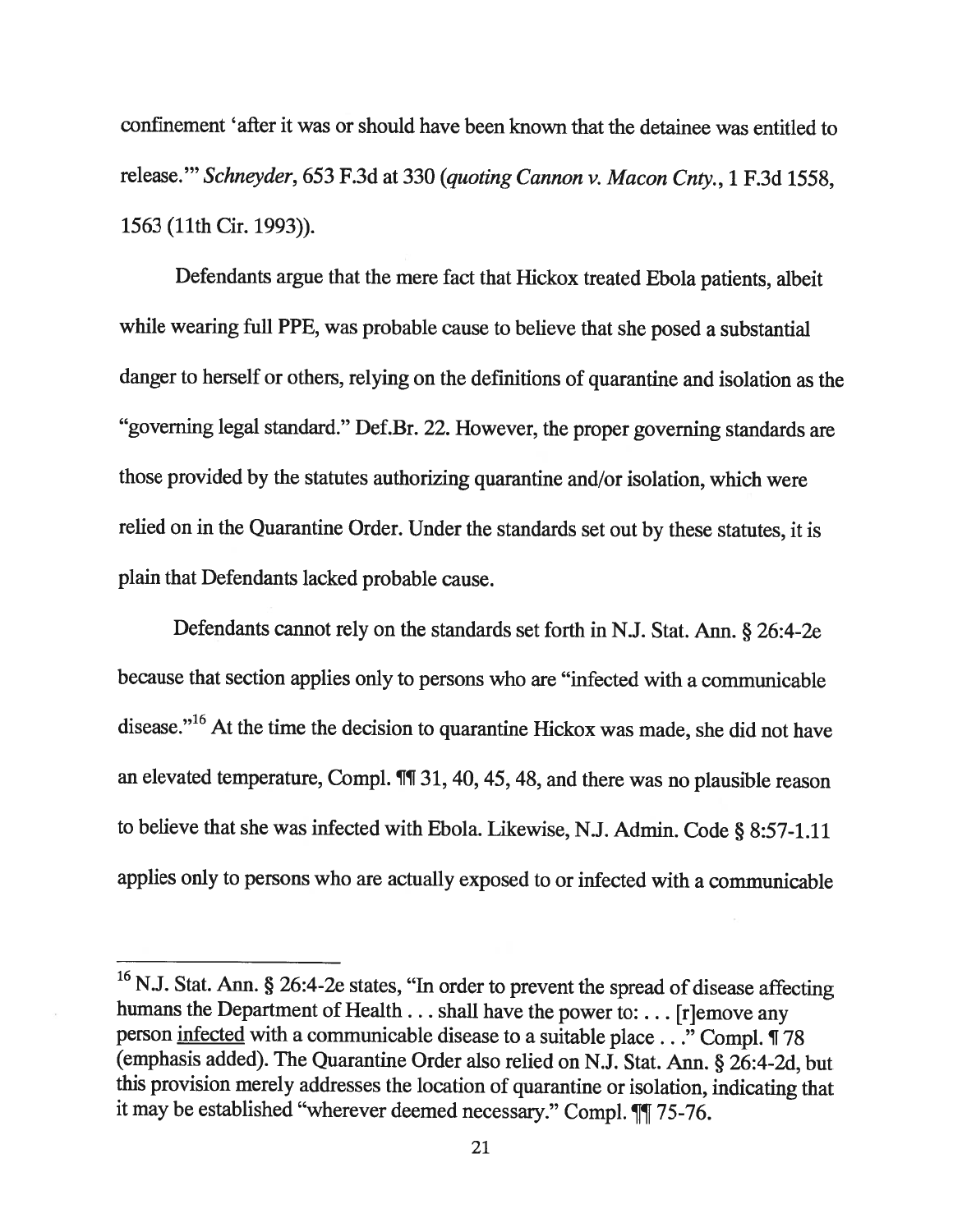confinement 'after it was or should have been known that the detainee was entitled to release.'" *Schneyder*, 653 F.3d at 330 (*quoting Cannon v. Macon Cnty.*, 1 F.3d 1558, 1563 (11th Cir. 1993)).

Defendants argue that the mere fact that Hickox treated Ebola patients, albeit while wearing full PPE, was probable cause to believe that she posed a substantial danger to herself or others, relying on the definitions of quarantine and isolation as the "governing legal standard." Def.Br. 22. However, the proper governing standards are those provided by the statutes authorizing quarantine and/or isolation, which were relied on in the Quarantine Order. Under the standards set out by these statutes, it is plain that Defendants lacked probable cause.

Defendants cannot rely on the standards set forth in N.J. Stat. Ann. § 26:4-2e because that section applies only to persons who are "infected with a communicable disease."[16] At the time the decision to quarantine Hickox was made, she did not have an elevated temperature, Compl. ¶¶ 31, 40, 45, 48, and there was no plausible reason to believe that she was infected with Ebola. Likewise, N.J. Admin. Code § 8:57-1.11 applies only to persons who are actually exposed to or infected with a communicable

---

[16] N.J. Stat. Ann. § 26:4-2e states, "In order to prevent the spread of disease affecting humans the Department of Health . . . shall have the power to: . . . [r]emove any person <u>infected</u> with a communicable disease to a suitable place . . ." Compl. ¶ 78 (emphasis added). The Quarantine Order also relied on N.J. Stat. Ann. § 26:4-2d, but this provision merely addresses the location of quarantine or isolation, indicating that it may be established "wherever deemed necessary." Compl. ¶¶ 75-76.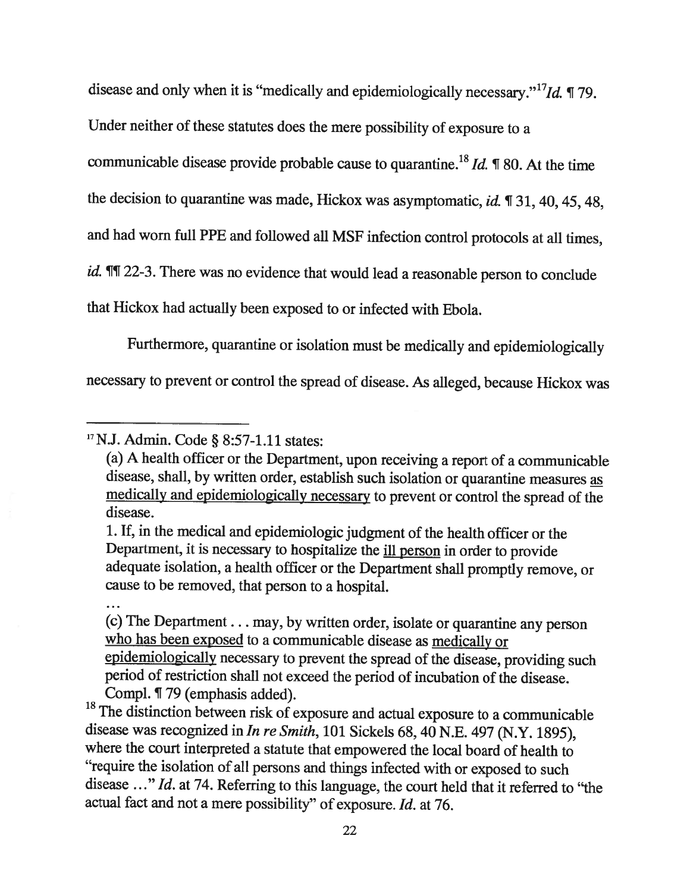disease and only when it is "medically and epidemiologically necessary."[17] *Id.* ¶ 79. Under neither of these statutes does the mere possibility of exposure to a communicable disease provide probable cause to quarantine.[18] *Id.* ¶ 80. At the time the decision to quarantine was made, Hickox was asymptomatic, *id.* ¶ 31, 40, 45, 48, and had worn full PPE and followed all MSF infection control protocols at all times, *id.* ¶¶ 22-3. There was no evidence that would lead a reasonable person to conclude that Hickox had actually been exposed to or infected with Ebola.

Furthermore, quarantine or isolation must be medically and epidemiologically necessary to prevent or control the spread of disease. As alleged, because Hickox was

---

[17] N.J. Admin. Code § 8:57-1.11 states:

> (a) A health officer or the Department, upon receiving a report of a communicable disease, shall, by written order, establish such isolation or quarantine measures <u>as medically and epidemiologically necessary</u> to prevent or control the spread of the disease.
>
> 1. If, in the medical and epidemiologic judgment of the health officer or the Department, it is necessary to hospitalize the <u>ill person</u> in order to provide adequate isolation, a health officer or the Department shall promptly remove, or cause to be removed, that person to a hospital.
>
> ...
>
> (c) The Department . . . may, by written order, isolate or quarantine any person <u>who has been exposed</u> to a communicable disease as <u>medically or epidemiologically</u> necessary to prevent the spread of the disease, providing such period of restriction shall not exceed the period of incubation of the disease.
>
> Compl. ¶ 79 (emphasis added).

[18] The distinction between risk of exposure and actual exposure to a communicable disease was recognized in *In re Smith*, 101 Sickels 68, 40 N.E. 497 (N.Y. 1895), where the court interpreted a statute that empowered the local board of health to "require the isolation of all persons and things infected with or exposed to such disease ..." *Id.* at 74. Referring to this language, the court held that it referred to "the actual fact and not a mere possibility" of exposure. *Id.* at 76.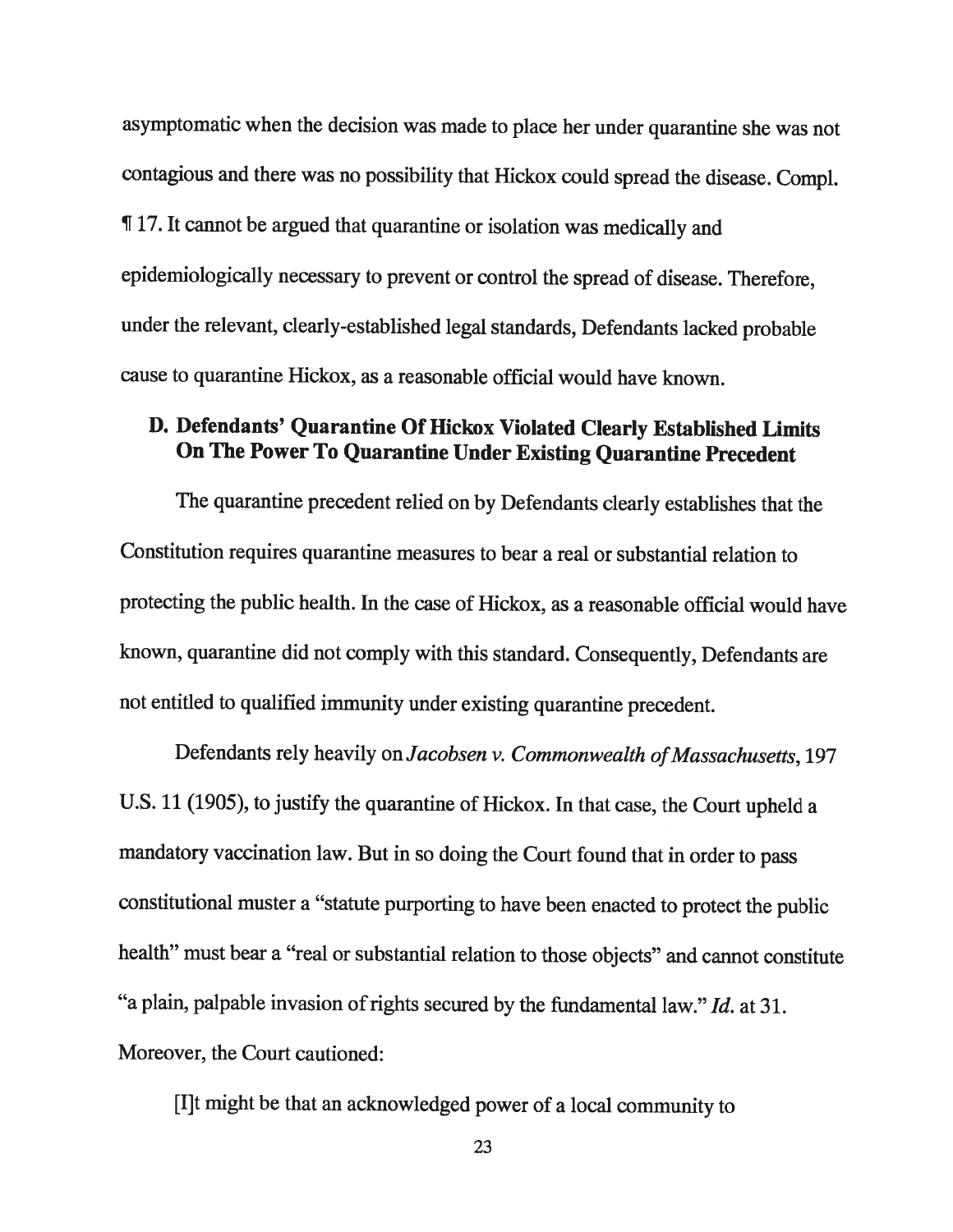asymptomatic when the decision was made to place her under quarantine she was not contagious and there was no possibility that Hickox could spread the disease. Compl. ¶ 17. It cannot be argued that quarantine or isolation was medically and epidemiologically necessary to prevent or control the spread of disease. Therefore, under the relevant, clearly-established legal standards, Defendants lacked probable cause to quarantine Hickox, as a reasonable official would have known.

### D. Defendants' Quarantine Of Hickox Violated Clearly Established Limits On The Power To Quarantine Under Existing Quarantine Precedent

The quarantine precedent relied on by Defendants clearly establishes that the Constitution requires quarantine measures to bear a real or substantial relation to protecting the public health. In the case of Hickox, as a reasonable official would have known, quarantine did not comply with this standard. Consequently, Defendants are not entitled to qualified immunity under existing quarantine precedent.

Defendants rely heavily on *Jacobsen v. Commonwealth of Massachusetts*, 197 U.S. 11 (1905), to justify the quarantine of Hickox. In that case, the Court upheld a mandatory vaccination law. But in so doing the Court found that in order to pass constitutional muster a "statute purporting to have been enacted to protect the public health" must bear a "real or substantial relation to those objects" and cannot constitute "a plain, palpable invasion of rights secured by the fundamental law." *Id.* at 31. Moreover, the Court cautioned:

> [I]t might be that an acknowledged power of a local community to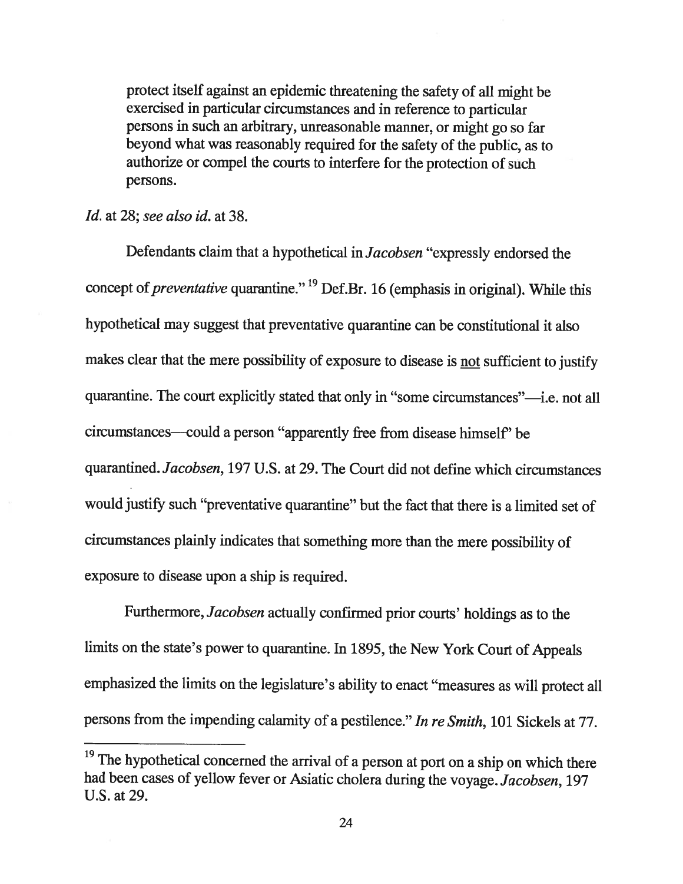> protect itself against an epidemic threatening the safety of all might be exercised in particular circumstances and in reference to particular persons in such an arbitrary, unreasonable manner, or might go so far beyond what was reasonably required for the safety of the public, as to authorize or compel the courts to interfere for the protection of such persons.

*Id.* at 28; *see also id.* at 38.

Defendants claim that a hypothetical in *Jacobsen* "expressly endorsed the concept of *preventative* quarantine."[19] Def.Br. 16 (emphasis in original). While this hypothetical may suggest that preventative quarantine can be constitutional it also makes clear that the mere possibility of exposure to disease is <u>not</u> sufficient to justify quarantine. The court explicitly stated that only in "some circumstances"—i.e. not all circumstances—could a person "apparently free from disease himself" be quarantined. *Jacobsen*, 197 U.S. at 29. The Court did not define which circumstances would justify such "preventative quarantine" but the fact that there is a limited set of circumstances plainly indicates that something more than the mere possibility of exposure to disease upon a ship is required.

Furthermore, *Jacobsen* actually confirmed prior courts' holdings as to the limits on the state's power to quarantine. In 1895, the New York Court of Appeals emphasized the limits on the legislature's ability to enact "measures as will protect all persons from the impending calamity of a pestilence." *In re Smith*, 101 Sickels at 77.

---

[19] The hypothetical concerned the arrival of a person at port on a ship on which there had been cases of yellow fever or Asiatic cholera during the voyage. *Jacobsen*, 197 U.S. at 29.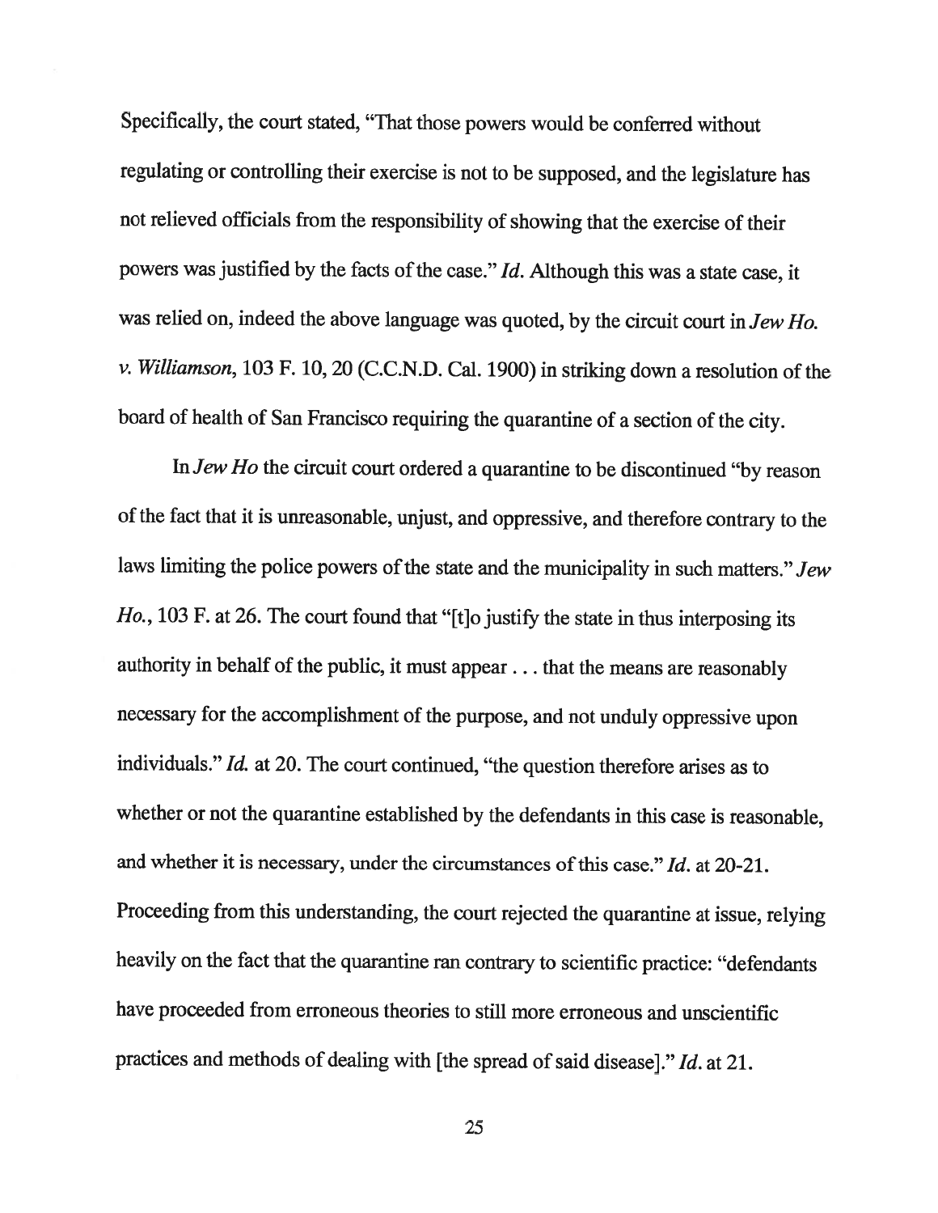Specifically, the court stated, "That those powers would be conferred without regulating or controlling their exercise is not to be supposed, and the legislature has not relieved officials from the responsibility of showing that the exercise of their powers was justified by the facts of the case." *Id.* Although this was a state case, it was relied on, indeed the above language was quoted, by the circuit court in *Jew Ho. v. Williamson*, 103 F. 10, 20 (C.C.N.D. Cal. 1900) in striking down a resolution of the board of health of San Francisco requiring the quarantine of a section of the city.

In *Jew Ho* the circuit court ordered a quarantine to be discontinued "by reason of the fact that it is unreasonable, unjust, and oppressive, and therefore contrary to the laws limiting the police powers of the state and the municipality in such matters." *Jew Ho.*, 103 F. at 26. The court found that "[t]o justify the state in thus interposing its authority in behalf of the public, it must appear . . . that the means are reasonably necessary for the accomplishment of the purpose, and not unduly oppressive upon individuals." *Id.* at 20. The court continued, "the question therefore arises as to whether or not the quarantine established by the defendants in this case is reasonable, and whether it is necessary, under the circumstances of this case." *Id.* at 20-21. Proceeding from this understanding, the court rejected the quarantine at issue, relying heavily on the fact that the quarantine ran contrary to scientific practice: "defendants have proceeded from erroneous theories to still more erroneous and unscientific practices and methods of dealing with [the spread of said disease]." *Id.* at 21.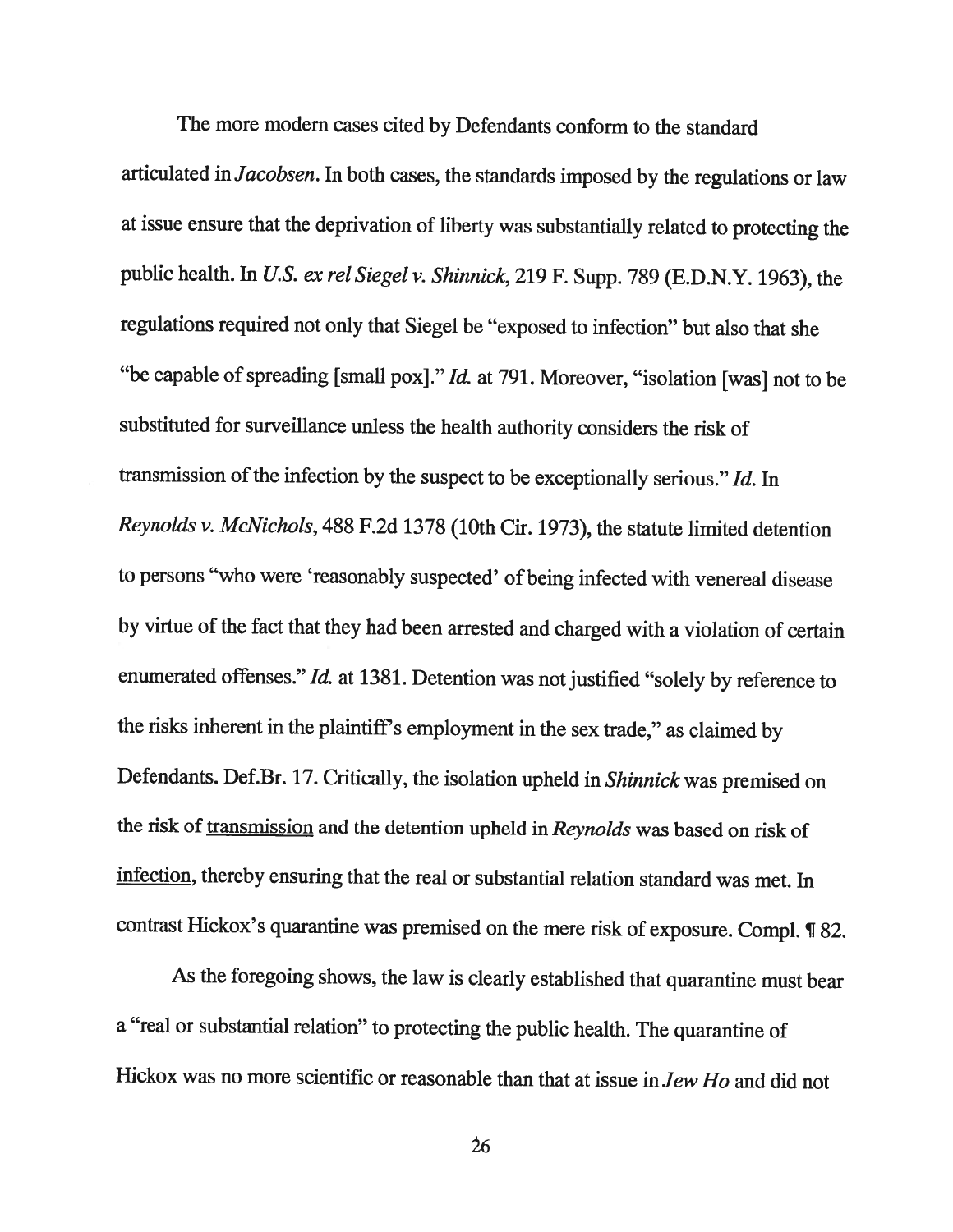The more modern cases cited by Defendants conform to the standard articulated in *Jacobsen*. In both cases, the standards imposed by the regulations or law at issue ensure that the deprivation of liberty was substantially related to protecting the public health. In *U.S. ex rel Siegel v. Shinnick*, 219 F. Supp. 789 (E.D.N.Y. 1963), the regulations required not only that Siegel be "exposed to infection" but also that she "be capable of spreading [small pox]." *Id.* at 791. Moreover, "isolation [was] not to be substituted for surveillance unless the health authority considers the risk of transmission of the infection by the suspect to be exceptionally serious." *Id.* In *Reynolds v. McNichols*, 488 F.2d 1378 (10th Cir. 1973), the statute limited detention to persons "who were 'reasonably suspected' of being infected with venereal disease by virtue of the fact that they had been arrested and charged with a violation of certain enumerated offenses." *Id.* at 1381. Detention was not justified "solely by reference to the risks inherent in the plaintiff's employment in the sex trade," as claimed by Defendants. Def.Br. 17. Critically, the isolation upheld in *Shinnick* was premised on the risk of <u>transmission</u> and the detention upheld in *Reynolds* was based on risk of <u>infection</u>, thereby ensuring that the real or substantial relation standard was met. In contrast Hickox's quarantine was premised on the mere risk of exposure. Compl. ¶ 82.

As the foregoing shows, the law is clearly established that quarantine must bear a "real or substantial relation" to protecting the public health. The quarantine of Hickox was no more scientific or reasonable than that at issue in *Jew Ho* and did not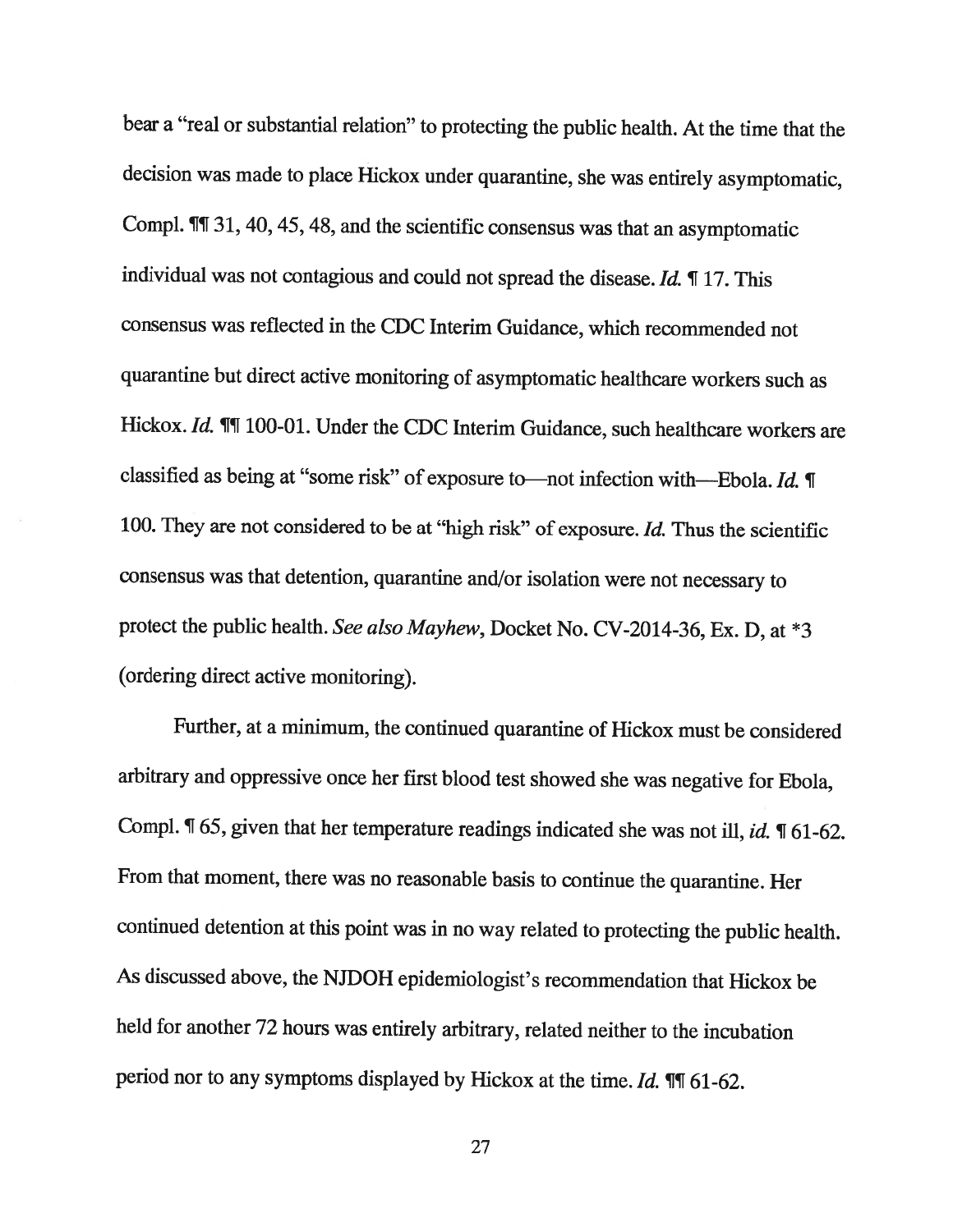bear a "real or substantial relation" to protecting the public health. At the time that the decision was made to place Hickox under quarantine, she was entirely asymptomatic, Compl. ¶¶ 31, 40, 45, 48, and the scientific consensus was that an asymptomatic individual was not contagious and could not spread the disease. *Id.* ¶ 17. This consensus was reflected in the CDC Interim Guidance, which recommended not quarantine but direct active monitoring of asymptomatic healthcare workers such as Hickox. *Id.* ¶¶ 100-01. Under the CDC Interim Guidance, such healthcare workers are classified as being at "some risk" of exposure to—not infection with—Ebola. *Id.* ¶ 100. They are not considered to be at "high risk" of exposure. *Id.* Thus the scientific consensus was that detention, quarantine and/or isolation were not necessary to protect the public health. *See also Mayhew*, Docket No. CV-2014-36, Ex. D, at *3 (ordering direct active monitoring).

Further, at a minimum, the continued quarantine of Hickox must be considered arbitrary and oppressive once her first blood test showed she was negative for Ebola, Compl. ¶ 65, given that her temperature readings indicated she was not ill, *id.* ¶ 61-62. From that moment, there was no reasonable basis to continue the quarantine. Her continued detention at this point was in no way related to protecting the public health. As discussed above, the NJDOH epidemiologist's recommendation that Hickox be held for another 72 hours was entirely arbitrary, related neither to the incubation period nor to any symptoms displayed by Hickox at the time. *Id.* ¶¶ 61-62.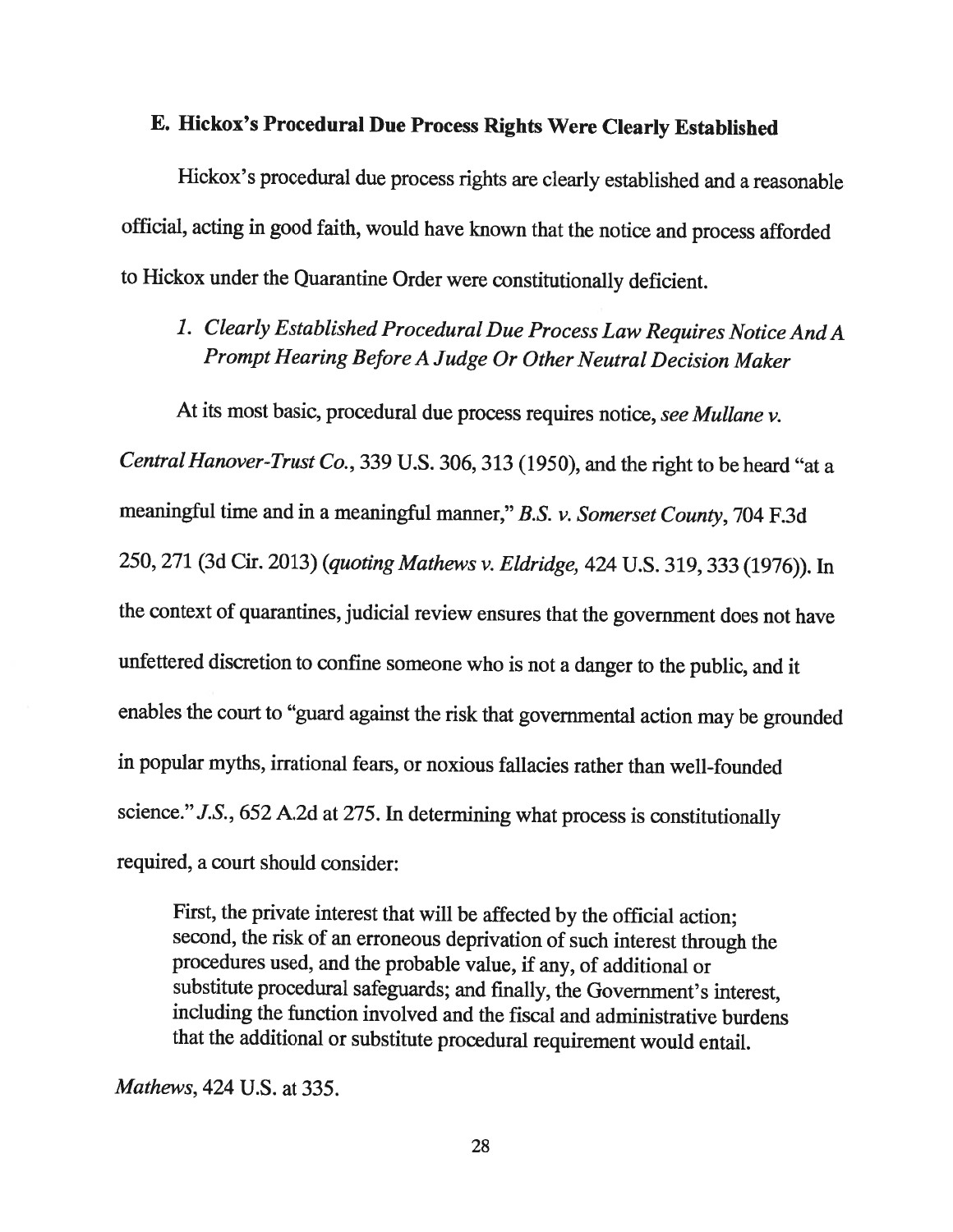## E. Hickox's Procedural Due Process Rights Were Clearly Established

Hickox's procedural due process rights are clearly established and a reasonable official, acting in good faith, would have known that the notice and process afforded to Hickox under the Quarantine Order were constitutionally deficient.

### *1. Clearly Established Procedural Due Process Law Requires Notice And A Prompt Hearing Before A Judge Or Other Neutral Decision Maker*

At its most basic, procedural due process requires notice, *see Mullane v. Central Hanover-Trust Co.*, 339 U.S. 306, 313 (1950), and the right to be heard "at a meaningful time and in a meaningful manner," *B.S. v. Somerset County*, 704 F.3d 250, 271 (3d Cir. 2013) (*quoting Mathews v. Eldridge,* 424 U.S. 319, 333 (1976)). In the context of quarantines, judicial review ensures that the government does not have unfettered discretion to confine someone who is not a danger to the public, and it enables the court to "guard against the risk that governmental action may be grounded in popular myths, irrational fears, or noxious fallacies rather than well-founded science." *J.S.*, 652 A.2d at 275. In determining what process is constitutionally required, a court should consider:

> First, the private interest that will be affected by the official action; second, the risk of an erroneous deprivation of such interest through the procedures used, and the probable value, if any, of additional or substitute procedural safeguards; and finally, the Government's interest, including the function involved and the fiscal and administrative burdens that the additional or substitute procedural requirement would entail.

*Mathews*, 424 U.S. at 335.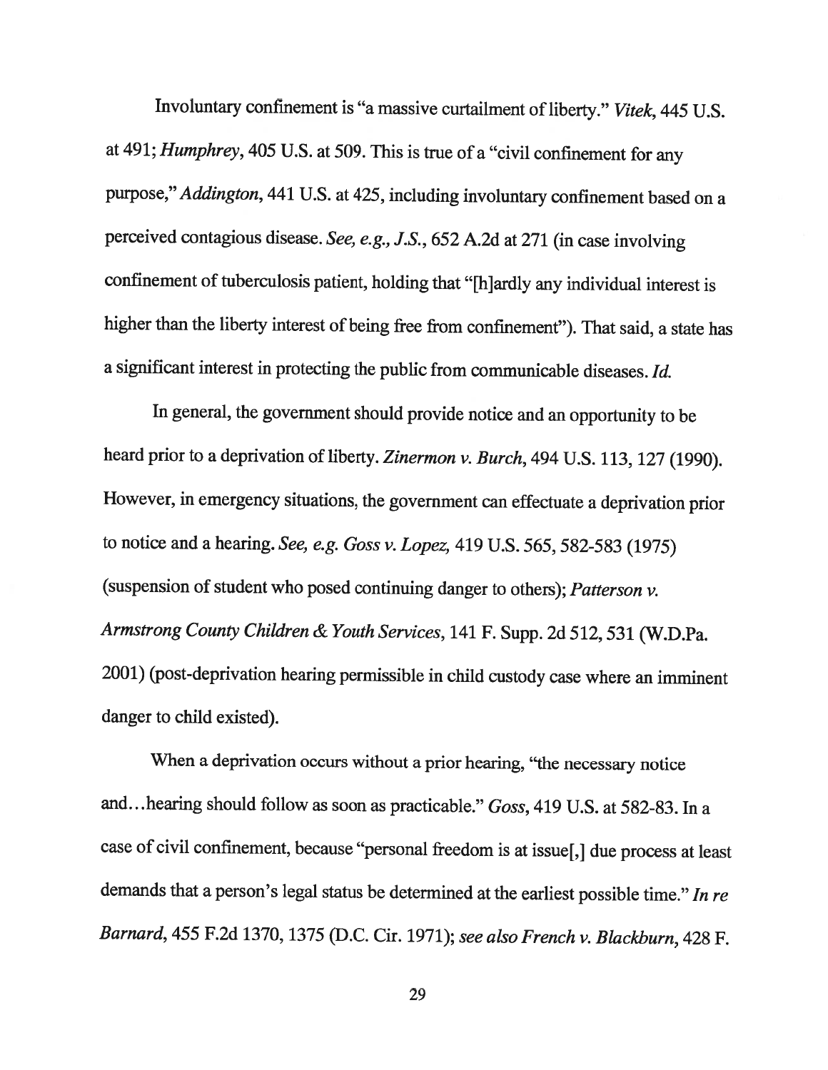Involuntary confinement is "a massive curtailment of liberty." *Vitek*, 445 U.S. at 491; *Humphrey*, 405 U.S. at 509. This is true of a "civil confinement for any purpose," *Addington*, 441 U.S. at 425, including involuntary confinement based on a perceived contagious disease. *See, e.g., J.S.*, 652 A.2d at 271 (in case involving confinement of tuberculosis patient, holding that "[h]ardly any individual interest is higher than the liberty interest of being free from confinement"). That said, a state has a significant interest in protecting the public from communicable diseases. *Id.*

In general, the government should provide notice and an opportunity to be heard prior to a deprivation of liberty. *Zinermon v. Burch*, 494 U.S. 113, 127 (1990). However, in emergency situations, the government can effectuate a deprivation prior to notice and a hearing. *See, e.g. Goss v. Lopez*, 419 U.S. 565, 582-583 (1975) (suspension of student who posed continuing danger to others); *Patterson v. Armstrong County Children & Youth Services*, 141 F. Supp. 2d 512, 531 (W.D.Pa. 2001) (post-deprivation hearing permissible in child custody case where an imminent danger to child existed).

When a deprivation occurs without a prior hearing, "the necessary notice and...hearing should follow as soon as practicable." *Goss*, 419 U.S. at 582-83. In a case of civil confinement, because "personal freedom is at issue[,] due process at least demands that a person's legal status be determined at the earliest possible time." *In re Barnard*, 455 F.2d 1370, 1375 (D.C. Cir. 1971); *see also French v. Blackburn*, 428 F.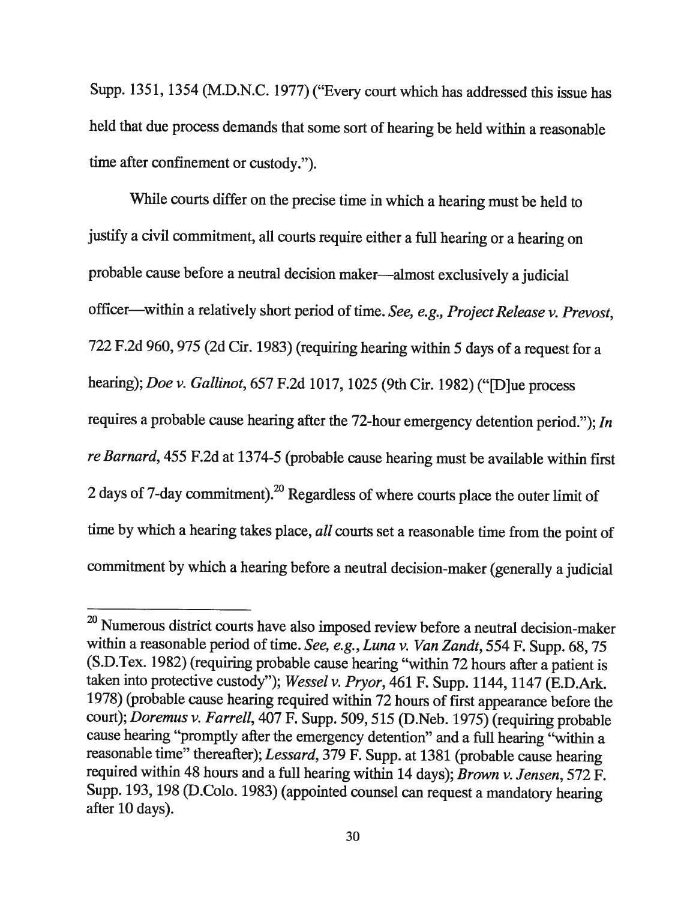Supp. 1351, 1354 (M.D.N.C. 1977) ("Every court which has addressed this issue has held that due process demands that some sort of hearing be held within a reasonable time after confinement or custody.").

While courts differ on the precise time in which a hearing must be held to justify a civil commitment, all courts require either a full hearing or a hearing on probable cause before a neutral decision maker—almost exclusively a judicial officer—within a relatively short period of time. *See, e.g., Project Release v. Prevost*, 722 F.2d 960, 975 (2d Cir. 1983) (requiring hearing within 5 days of a request for a hearing); *Doe v. Gallinot*, 657 F.2d 1017, 1025 (9th Cir. 1982) ("[D]ue process requires a probable cause hearing after the 72-hour emergency detention period."); *In re Barnard*, 455 F.2d at 1374-5 (probable cause hearing must be available within first 2 days of 7-day commitment).[20] Regardless of where courts place the outer limit of time by which a hearing takes place, *all* courts set a reasonable time from the point of commitment by which a hearing before a neutral decision-maker (generally a judicial

---

[20] Numerous district courts have also imposed review before a neutral decision-maker within a reasonable period of time. *See, e.g., Luna v. Van Zandt*, 554 F. Supp. 68, 75 (S.D.Tex. 1982) (requiring probable cause hearing "within 72 hours after a patient is taken into protective custody"); *Wessel v. Pryor*, 461 F. Supp. 1144, 1147 (E.D.Ark. 1978) (probable cause hearing required within 72 hours of first appearance before the court); *Doremus v. Farrell*, 407 F. Supp. 509, 515 (D.Neb. 1975) (requiring probable cause hearing "promptly after the emergency detention" and a full hearing "within a reasonable time" thereafter); *Lessard*, 379 F. Supp. at 1381 (probable cause hearing required within 48 hours and a full hearing within 14 days); *Brown v. Jensen*, 572 F. Supp. 193, 198 (D.Colo. 1983) (appointed counsel can request a mandatory hearing after 10 days).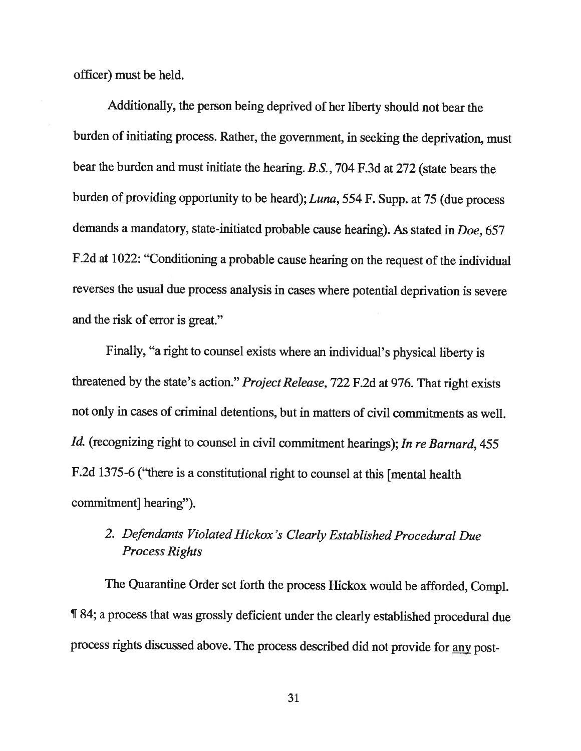officer) must be held.

Additionally, the person being deprived of her liberty should not bear the burden of initiating process. Rather, the government, in seeking the deprivation, must bear the burden and must initiate the hearing. *B.S.*, 704 F.3d at 272 (state bears the burden of providing opportunity to be heard); *Luna*, 554 F. Supp. at 75 (due process demands a mandatory, state-initiated probable cause hearing). As stated in *Doe*, 657 F.2d at 1022: "Conditioning a probable cause hearing on the request of the individual reverses the usual due process analysis in cases where potential deprivation is severe and the risk of error is great."

Finally, "a right to counsel exists where an individual's physical liberty is threatened by the state's action." *Project Release*, 722 F.2d at 976. That right exists not only in cases of criminal detentions, but in matters of civil commitments as well. *Id.* (recognizing right to counsel in civil commitment hearings); *In re Barnard*, 455 F.2d 1375-6 ("there is a constitutional right to counsel at this [mental health commitment] hearing").

### 2. *Defendants Violated Hickox's Clearly Established Procedural Due Process Rights*

The Quarantine Order set forth the process Hickox would be afforded, Compl. ¶ 84; a process that was grossly deficient under the clearly established procedural due process rights discussed above. The process described did not provide for <u>any</u> post-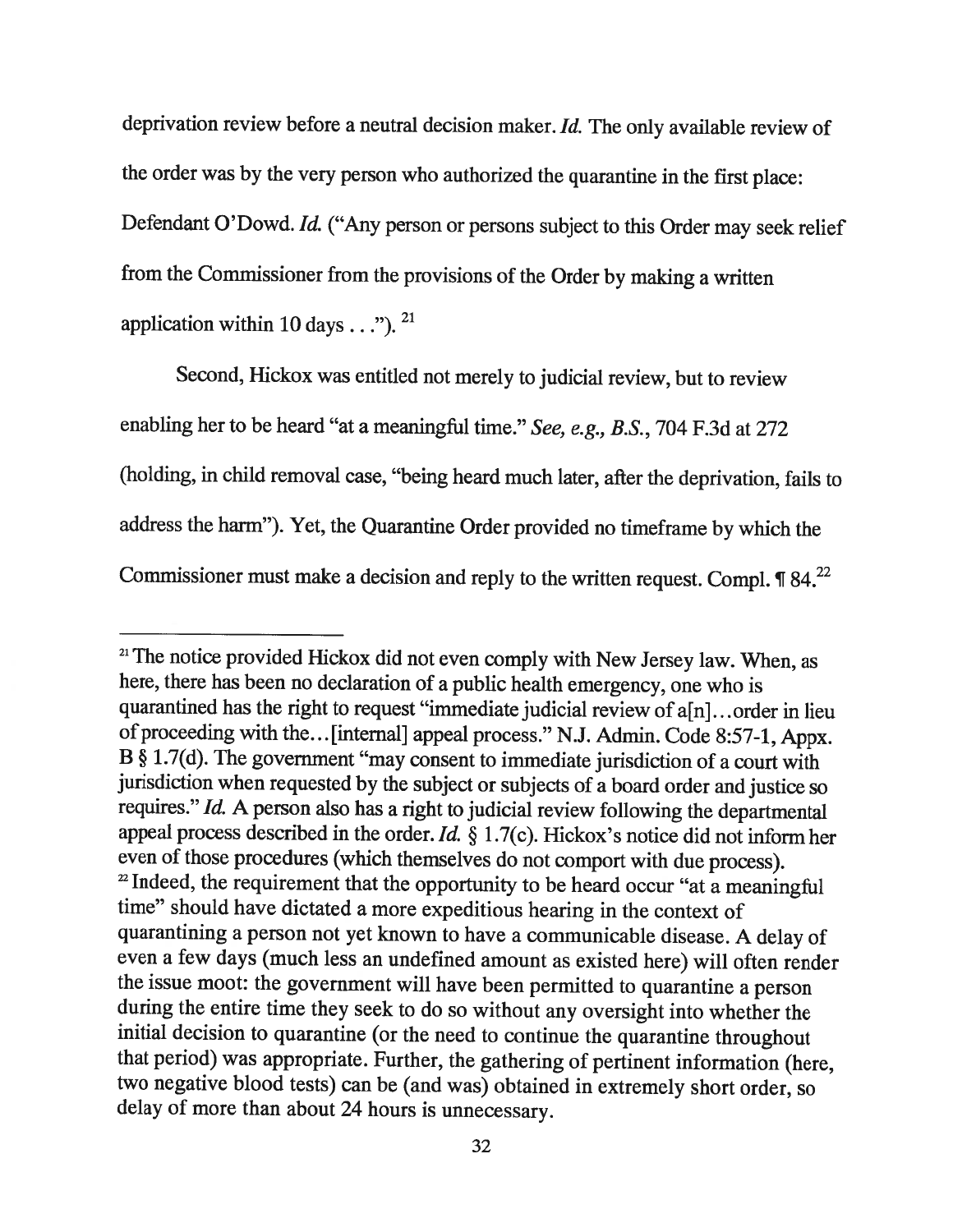deprivation review before a neutral decision maker. *Id.* The only available review of the order was by the very person who authorized the quarantine in the first place: Defendant O'Dowd. *Id.* ("Any person or persons subject to this Order may seek relief from the Commissioner from the provisions of the Order by making a written application within 10 days . . ."). [21]

Second, Hickox was entitled not merely to judicial review, but to review enabling her to be heard "at a meaningful time." *See, e.g., B.S.*, 704 F.3d at 272 (holding, in child removal case, "being heard much later, after the deprivation, fails to address the harm"). Yet, the Quarantine Order provided no timeframe by which the Commissioner must make a decision and reply to the written request. Compl. ¶ 84.[22]

---

[21] The notice provided Hickox did not even comply with New Jersey law. When, as here, there has been no declaration of a public health emergency, one who is quarantined has the right to request "immediate judicial review of a[n]...order in lieu of proceeding with the...[internal] appeal process." N.J. Admin. Code 8:57-1, Appx. B § 1.7(d). The government "may consent to immediate jurisdiction of a court with jurisdiction when requested by the subject or subjects of a board order and justice so requires." *Id.* A person also has a right to judicial review following the departmental appeal process described in the order. *Id.* § 1.7(c). Hickox's notice did not inform her even of those procedures (which themselves do not comport with due process).

[22] Indeed, the requirement that the opportunity to be heard occur "at a meaningful time" should have dictated a more expeditious hearing in the context of quarantining a person not yet known to have a communicable disease. A delay of even a few days (much less an undefined amount as existed here) will often render the issue moot: the government will have been permitted to quarantine a person during the entire time they seek to do so without any oversight into whether the initial decision to quarantine (or the need to continue the quarantine throughout that period) was appropriate. Further, the gathering of pertinent information (here, two negative blood tests) can be (and was) obtained in extremely short order, so delay of more than about 24 hours is unnecessary.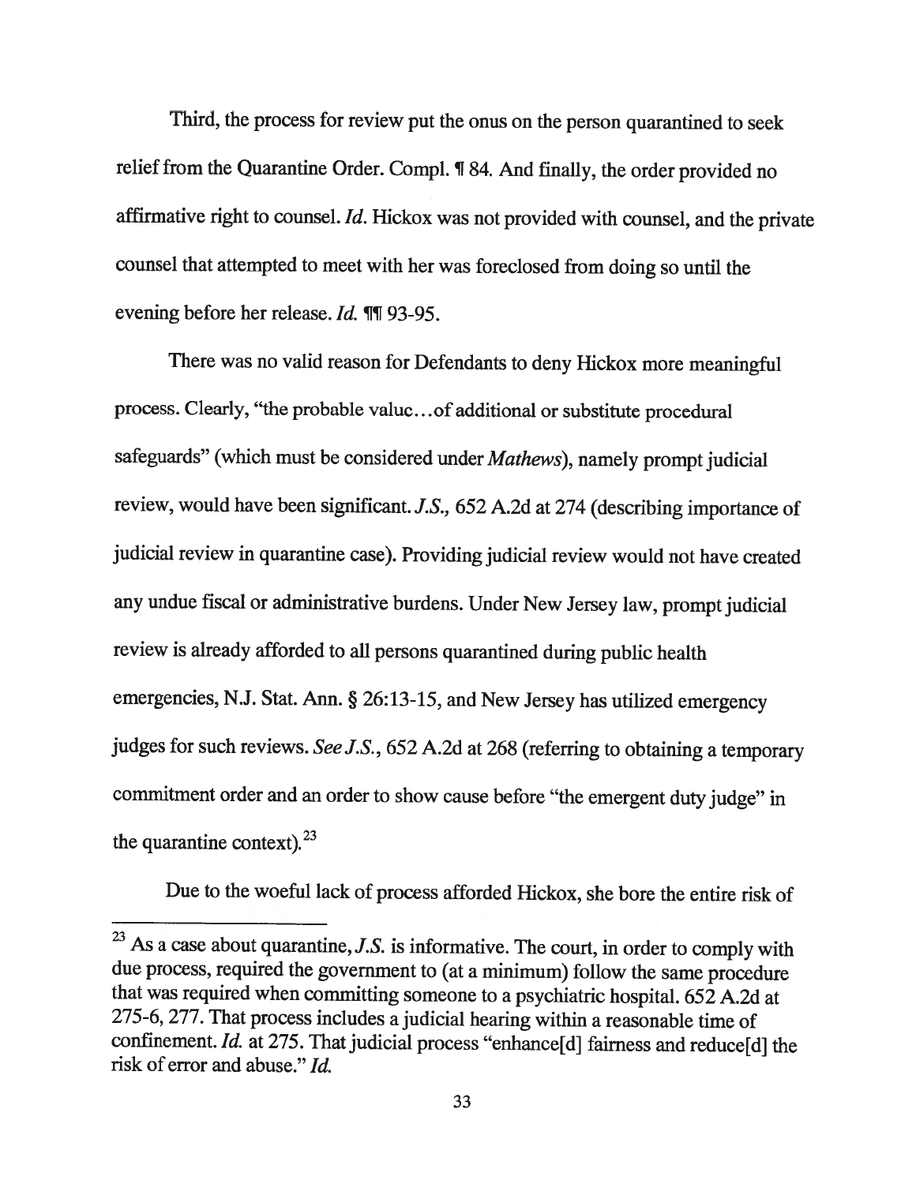Third, the process for review put the onus on the person quarantined to seek relief from the Quarantine Order. Compl. ¶ 84. And finally, the order provided no affirmative right to counsel. *Id.* Hickox was not provided with counsel, and the private counsel that attempted to meet with her was foreclosed from doing so until the evening before her release. *Id.* ¶¶ 93-95.

There was no valid reason for Defendants to deny Hickox more meaningful process. Clearly, "the probable valuc…of additional or substitute procedural safeguards" (which must be considered under *Mathews*), namely prompt judicial review, would have been significant. *J.S.,* 652 A.2d at 274 (describing importance of judicial review in quarantine case). Providing judicial review would not have created any undue fiscal or administrative burdens. Under New Jersey law, prompt judicial review is already afforded to all persons quarantined during public health emergencies, N.J. Stat. Ann. § 26:13-15, and New Jersey has utilized emergency judges for such reviews. *See J.S.*, 652 A.2d at 268 (referring to obtaining a temporary commitment order and an order to show cause before "the emergent duty judge" in the quarantine context).[23]

Due to the woeful lack of process afforded Hickox, she bore the entire risk of

---

[23] As a case about quarantine, *J.S.* is informative. The court, in order to comply with due process, required the government to (at a minimum) follow the same procedure that was required when committing someone to a psychiatric hospital. 652 A.2d at 275-6, 277. That process includes a judicial hearing within a reasonable time of confinement. *Id.* at 275. That judicial process "enhance[d] fairness and reduce[d] the risk of error and abuse." *Id.*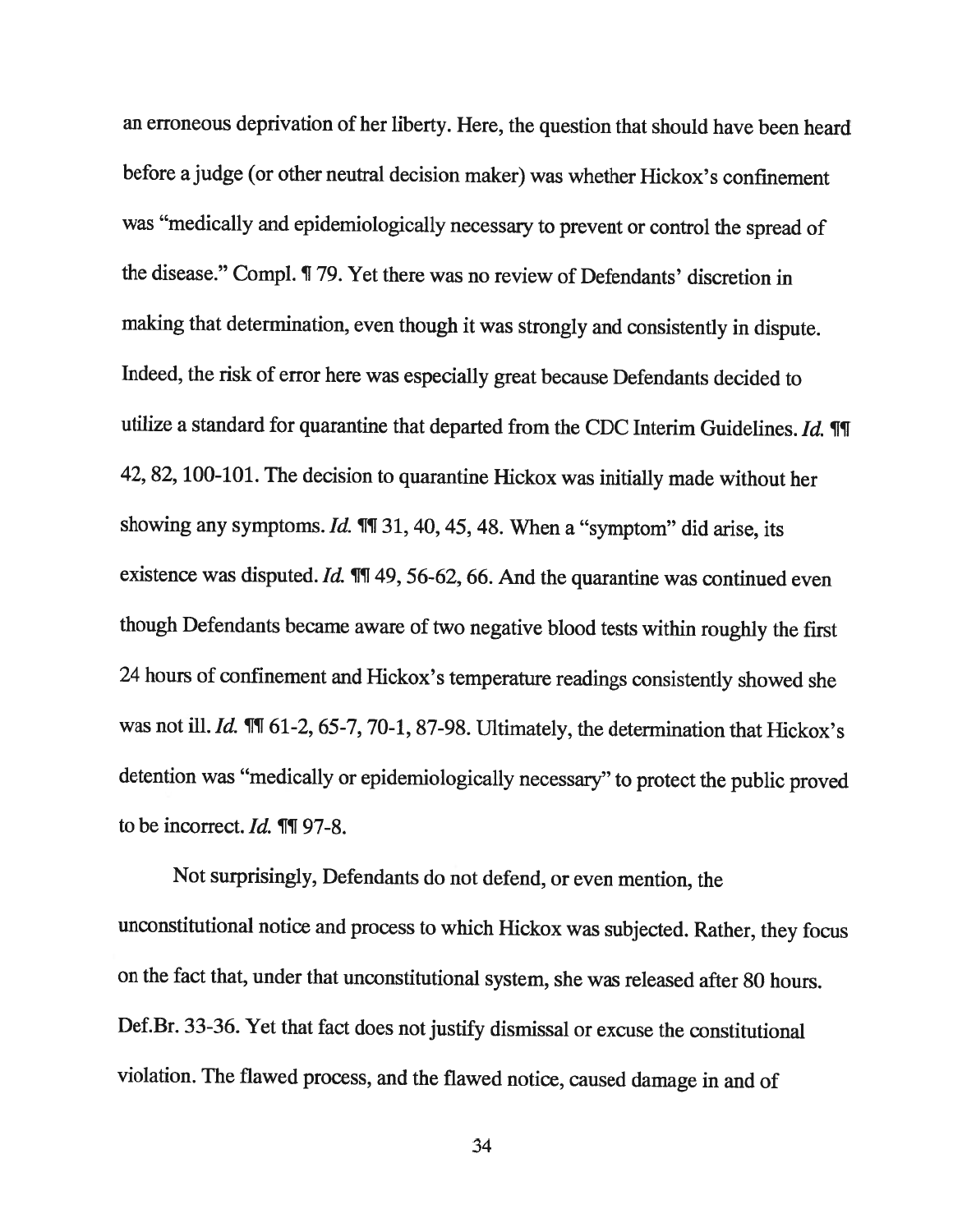an erroneous deprivation of her liberty. Here, the question that should have been heard before a judge (or other neutral decision maker) was whether Hickox's confinement was "medically and epidemiologically necessary to prevent or control the spread of the disease." Compl. ¶ 79. Yet there was no review of Defendants' discretion in making that determination, even though it was strongly and consistently in dispute. Indeed, the risk of error here was especially great because Defendants decided to utilize a standard for quarantine that departed from the CDC Interim Guidelines. *Id.* ¶¶ 42, 82, 100-101. The decision to quarantine Hickox was initially made without her showing any symptoms. *Id.* ¶¶ 31, 40, 45, 48. When a "symptom" did arise, its existence was disputed. *Id.* ¶¶ 49, 56-62, 66. And the quarantine was continued even though Defendants became aware of two negative blood tests within roughly the first 24 hours of confinement and Hickox's temperature readings consistently showed she was not ill. *Id.* ¶¶ 61-2, 65-7, 70-1, 87-98. Ultimately, the determination that Hickox's detention was "medically or epidemiologically necessary" to protect the public proved to be incorrect. *Id.* ¶¶ 97-8.

Not surprisingly, Defendants do not defend, or even mention, the unconstitutional notice and process to which Hickox was subjected. Rather, they focus on the fact that, under that unconstitutional system, she was released after 80 hours. Def.Br. 33-36. Yet that fact does not justify dismissal or excuse the constitutional violation. The flawed process, and the flawed notice, caused damage in and of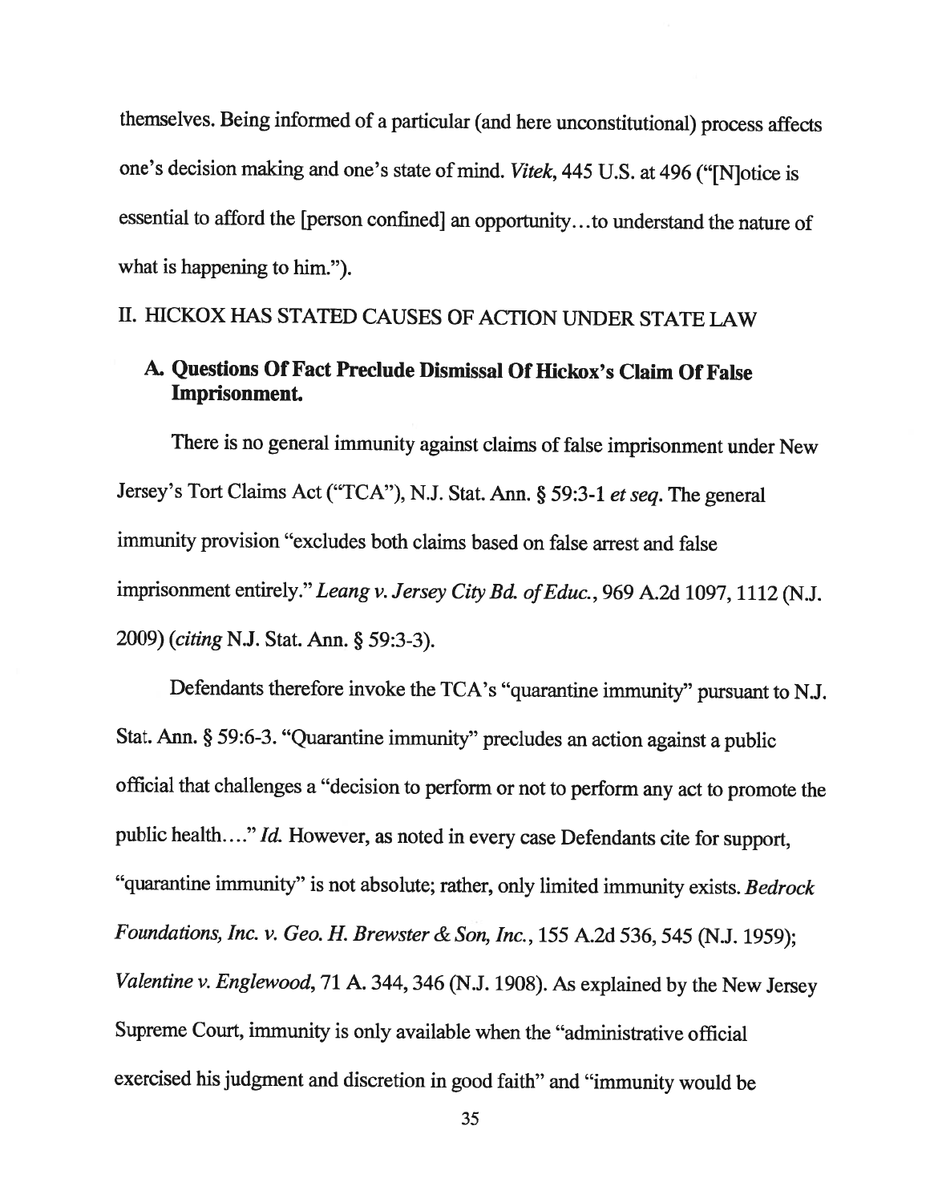themselves. Being informed of a particular (and here unconstitutional) process affects one's decision making and one's state of mind. *Vitek*, 445 U.S. at 496 ("[N]otice is essential to afford the [person confined] an opportunity…to understand the nature of what is happening to him.").

## II. HICKOX HAS STATED CAUSES OF ACTION UNDER STATE LAW

### A. Questions Of Fact Preclude Dismissal Of Hickox's Claim Of False Imprisonment.

There is no general immunity against claims of false imprisonment under New Jersey's Tort Claims Act ("TCA"), N.J. Stat. Ann. § 59:3-1 *et seq*. The general immunity provision "excludes both claims based on false arrest and false imprisonment entirely." *Leang v. Jersey City Bd. of Educ.*, 969 A.2d 1097, 1112 (N.J. 2009) (*citing* N.J. Stat. Ann. § 59:3-3).

Defendants therefore invoke the TCA's "quarantine immunity" pursuant to N.J. Stat. Ann. § 59:6-3. "Quarantine immunity" precludes an action against a public official that challenges a "decision to perform or not to perform any act to promote the public health…." *Id.* However, as noted in every case Defendants cite for support, "quarantine immunity" is not absolute; rather, only limited immunity exists. *Bedrock Foundations, Inc. v. Geo. H. Brewster & Son, Inc.*, 155 A.2d 536, 545 (N.J. 1959); *Valentine v. Englewood*, 71 A. 344, 346 (N.J. 1908). As explained by the New Jersey Supreme Court, immunity is only available when the "administrative official exercised his judgment and discretion in good faith" and "immunity would be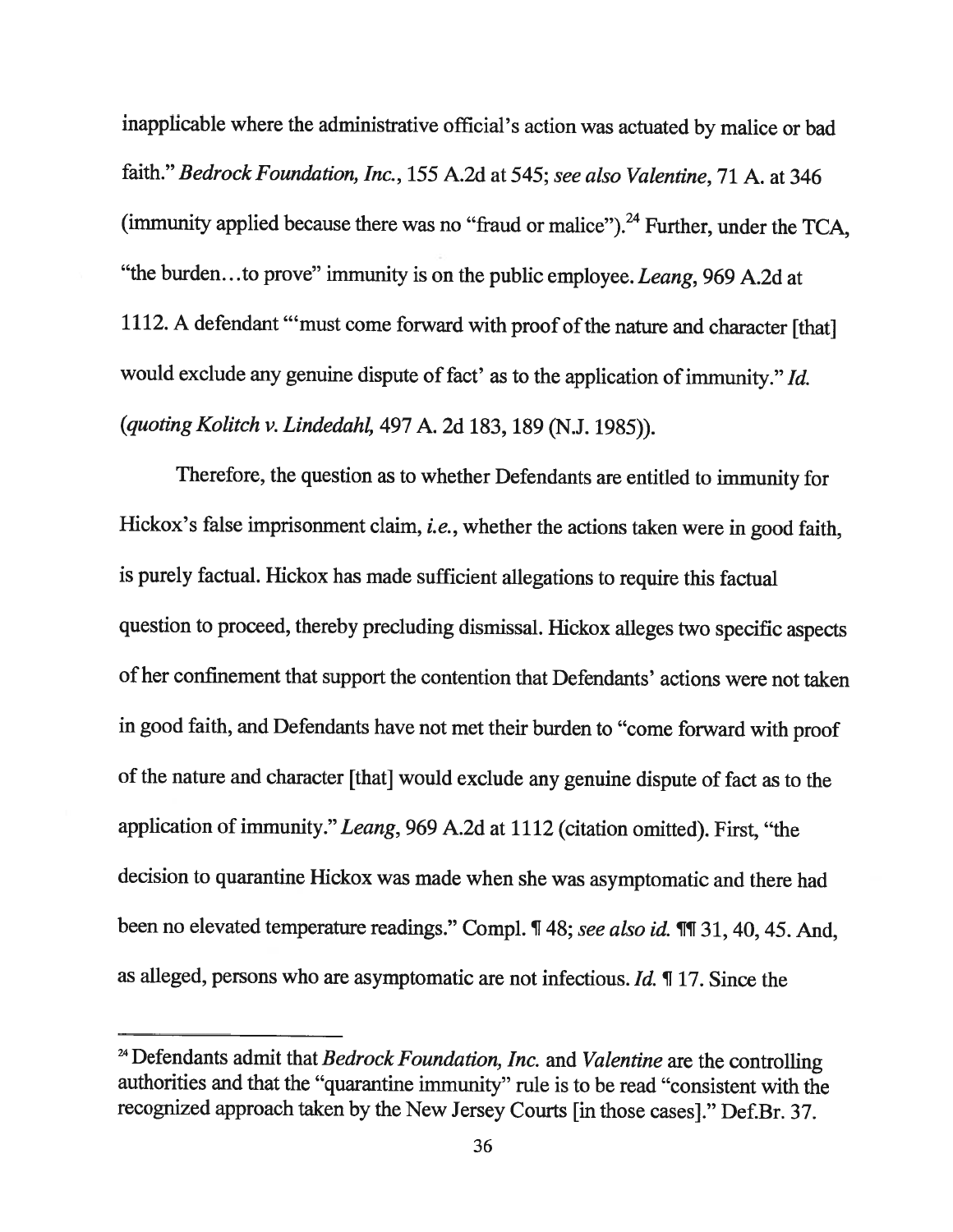inapplicable where the administrative official's action was actuated by malice or bad faith." *Bedrock Foundation, Inc.*, 155 A.2d at 545; *see also Valentine*, 71 A. at 346 (immunity applied because there was no "fraud or malice").[24] Further, under the TCA, "the burden…to prove" immunity is on the public employee. *Leang*, 969 A.2d at 1112. A defendant "'must come forward with proof of the nature and character [that] would exclude any genuine dispute of fact' as to the application of immunity." *Id.* (*quoting Kolitch v. Lindedahl*, 497 A. 2d 183, 189 (N.J. 1985)).

Therefore, the question as to whether Defendants are entitled to immunity for Hickox's false imprisonment claim, *i.e.*, whether the actions taken were in good faith, is purely factual. Hickox has made sufficient allegations to require this factual question to proceed, thereby precluding dismissal. Hickox alleges two specific aspects of her confinement that support the contention that Defendants' actions were not taken in good faith, and Defendants have not met their burden to "come forward with proof of the nature and character [that] would exclude any genuine dispute of fact as to the application of immunity." *Leang*, 969 A.2d at 1112 (citation omitted). First, "the decision to quarantine Hickox was made when she was asymptomatic and there had been no elevated temperature readings." Compl. ¶ 48; *see also id.* ¶¶ 31, 40, 45. And, as alleged, persons who are asymptomatic are not infectious. *Id.* ¶ 17. Since the

---

[24] Defendants admit that *Bedrock Foundation, Inc.* and *Valentine* are the controlling authorities and that the "quarantine immunity" rule is to be read "consistent with the recognized approach taken by the New Jersey Courts [in those cases]." Def.Br. 37.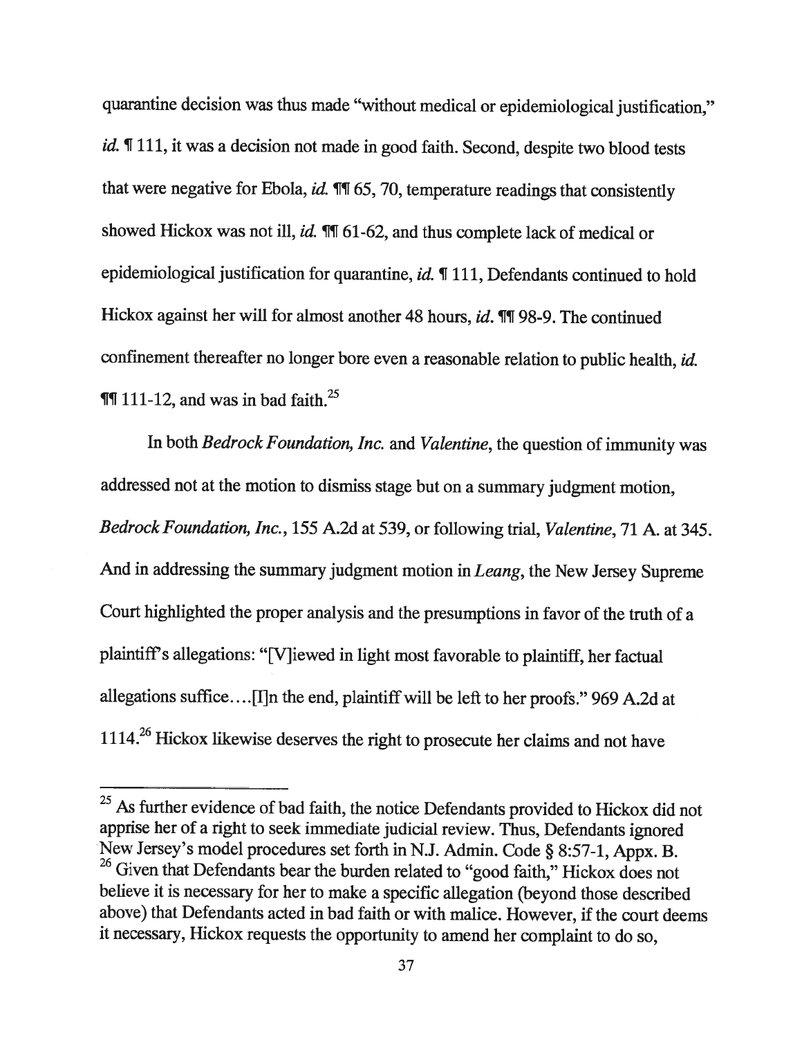quarantine decision was thus made "without medical or epidemiological justification," *id.* ¶ 111, it was a decision not made in good faith. Second, despite two blood tests that were negative for Ebola, *id.* ¶¶ 65, 70, temperature readings that consistently showed Hickox was not ill, *id.* ¶¶ 61-62, and thus complete lack of medical or epidemiological justification for quarantine, *id.* ¶ 111, Defendants continued to hold Hickox against her will for almost another 48 hours, *id.* ¶¶ 98-9. The continued confinement thereafter no longer bore even a reasonable relation to public health, *id.* ¶¶ 111-12, and was in bad faith.[25]

In both *Bedrock Foundation, Inc.* and *Valentine*, the question of immunity was addressed not at the motion to dismiss stage but on a summary judgment motion, *Bedrock Foundation, Inc.*, 155 A.2d at 539, or following trial, *Valentine*, 71 A. at 345. And in addressing the summary judgment motion in *Leang*, the New Jersey Supreme Court highlighted the proper analysis and the presumptions in favor of the truth of a plaintiff's allegations: "[V]iewed in light most favorable to plaintiff, her factual allegations suffice....[I]n the end, plaintiff will be left to her proofs." 969 A.2d at 1114.[26] Hickox likewise deserves the right to prosecute her claims and not have

---

[25] As further evidence of bad faith, the notice Defendants provided to Hickox did not apprise her of a right to seek immediate judicial review. Thus, Defendants ignored New Jersey's model procedures set forth in N.J. Admin. Code § 8:57-1, Appx. B.

[26] Given that Defendants bear the burden related to "good faith," Hickox does not believe it is necessary for her to make a specific allegation (beyond those described above) that Defendants acted in bad faith or with malice. However, if the court deems it necessary, Hickox requests the opportunity to amend her complaint to do so,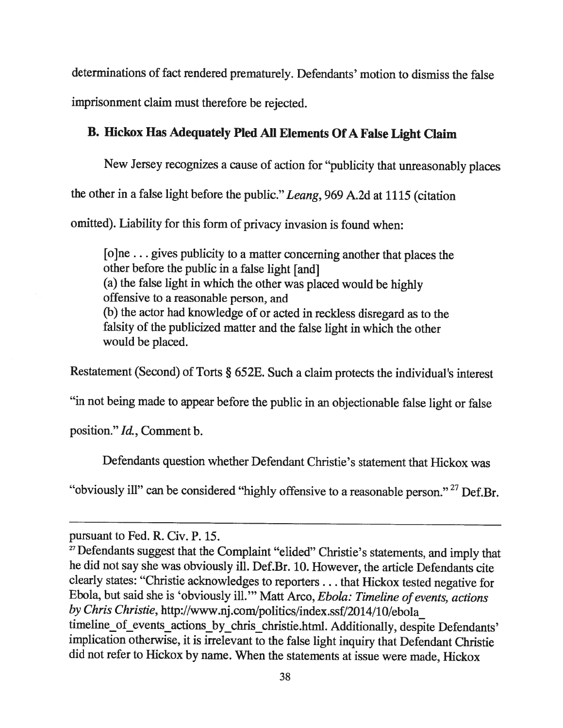determinations of fact rendered prematurely. Defendants' motion to dismiss the false imprisonment claim must therefore be rejected.

### B. Hickox Has Adequately Pled All Elements Of A False Light Claim

New Jersey recognizes a cause of action for "publicity that unreasonably places the other in a false light before the public." *Leang*, 969 A.2d at 1115 (citation omitted). Liability for this form of privacy invasion is found when:

> [o]ne . . . gives publicity to a matter concerning another that places the other before the public in a false light [and]
> (a) the false light in which the other was placed would be highly offensive to a reasonable person, and
> (b) the actor had knowledge of or acted in reckless disregard as to the falsity of the publicized matter and the false light in which the other would be placed.

Restatement (Second) of Torts § 652E. Such a claim protects the individual's interest "in not being made to appear before the public in an objectionable false light or false position." *Id.*, Comment b.

Defendants question whether Defendant Christie's statement that Hickox was "obviously ill" can be considered "highly offensive to a reasonable person." [27] Def.Br.

---

pursuant to Fed. R. Civ. P. 15.

[27] Defendants suggest that the Complaint "elided" Christie's statements, and imply that he did not say she was obviously ill. Def.Br. 10. However, the article Defendants cite clearly states: "Christie acknowledges to reporters . . . that Hickox tested negative for Ebola, but said she is 'obviously ill.'" Matt Arco, *Ebola: Timeline of events, actions by Chris Christie*, http://www.nj.com/politics/index.ssf/2014/10/ebola_timeline_of_events_actions_by_chris_christie.html. Additionally, despite Defendants' implication otherwise, it is irrelevant to the false light inquiry that Defendant Christie did not refer to Hickox by name. When the statements at issue were made, Hickox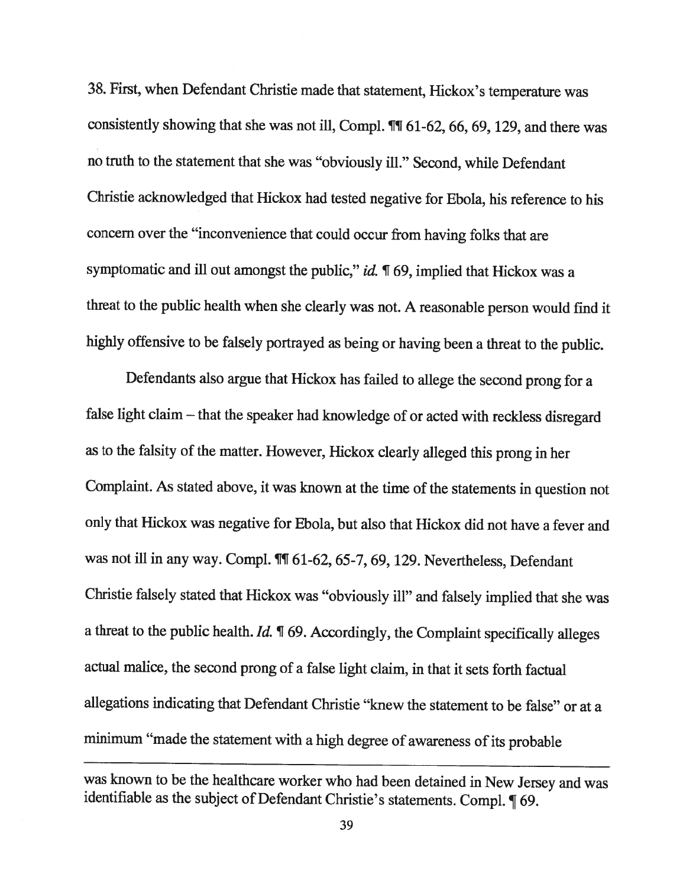38. First, when Defendant Christie made that statement, Hickox's temperature was consistently showing that she was not ill, Compl. ¶¶ 61-62, 66, 69, 129, and there was no truth to the statement that she was "obviously ill." Second, while Defendant Christie acknowledged that Hickox had tested negative for Ebola, his reference to his concern over the "inconvenience that could occur from having folks that are symptomatic and ill out amongst the public," *id.* ¶ 69, implied that Hickox was a threat to the public health when she clearly was not. A reasonable person would find it highly offensive to be falsely portrayed as being or having been a threat to the public.

Defendants also argue that Hickox has failed to allege the second prong for a false light claim – that the speaker had knowledge of or acted with reckless disregard as to the falsity of the matter. However, Hickox clearly alleged this prong in her Complaint. As stated above, it was known at the time of the statements in question not only that Hickox was negative for Ebola, but also that Hickox did not have a fever and was not ill in any way. Compl. ¶¶ 61-62, 65-7, 69, 129. Nevertheless, Defendant Christie falsely stated that Hickox was "obviously ill" and falsely implied that she was a threat to the public health. *Id.* ¶ 69. Accordingly, the Complaint specifically alleges actual malice, the second prong of a false light claim, in that it sets forth factual allegations indicating that Defendant Christie "knew the statement to be false" or at a minimum "made the statement with a high degree of awareness of its probable

---

was known to be the healthcare worker who had been detained in New Jersey and was identifiable as the subject of Defendant Christie's statements. Compl. ¶ 69.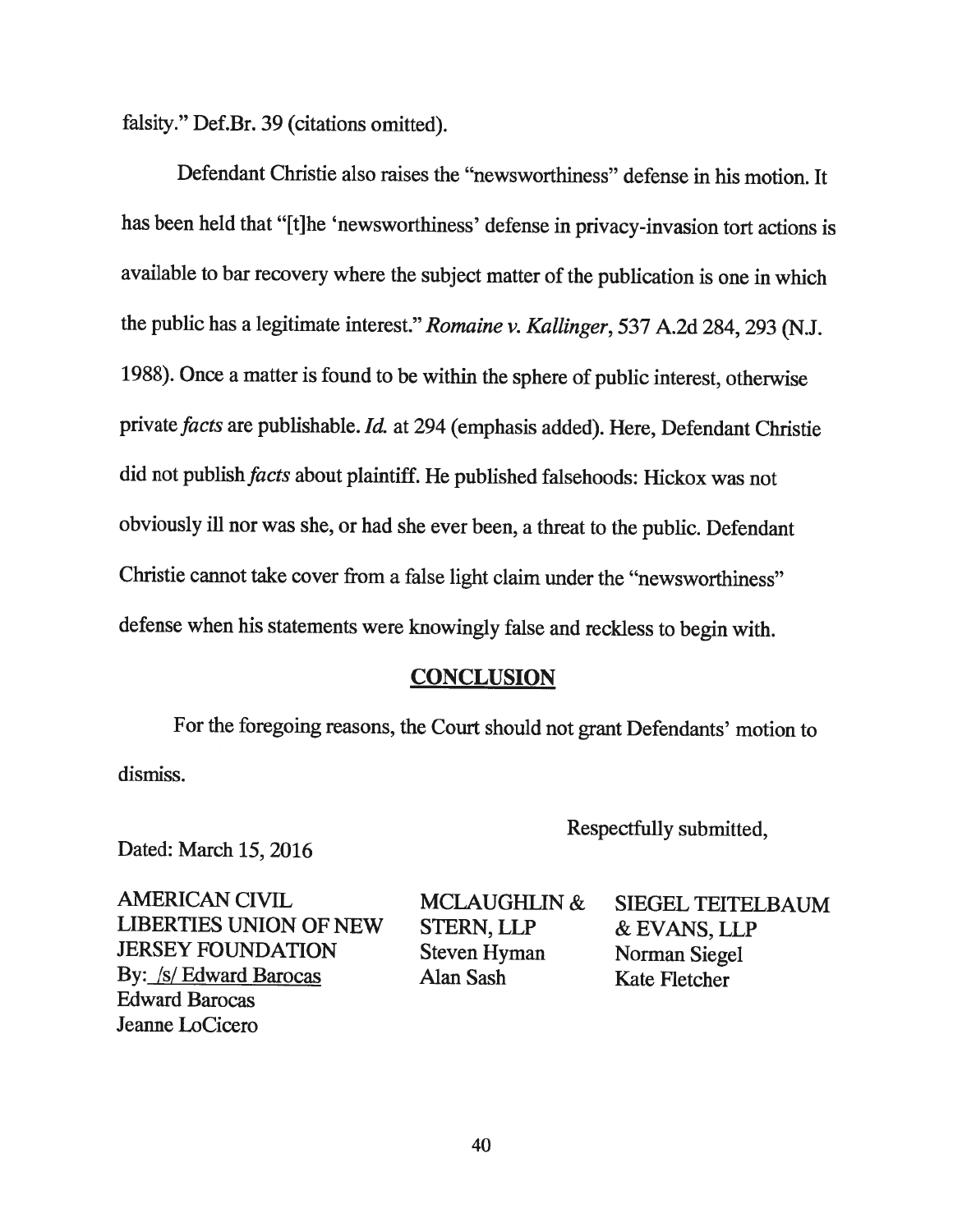falsity." Def.Br. 39 (citations omitted).

Defendant Christie also raises the "newsworthiness" defense in his motion. It has been held that "[t]he 'newsworthiness' defense in privacy-invasion tort actions is available to bar recovery where the subject matter of the publication is one in which the public has a legitimate interest." *Romaine v. Kallinger*, 537 A.2d 284, 293 (N.J. 1988). Once a matter is found to be within the sphere of public interest, otherwise private *facts* are publishable. *Id.* at 294 (emphasis added). Here, Defendant Christie did not publish *facts* about plaintiff. He published falsehoods: Hickox was not obviously ill nor was she, or had she ever been, a threat to the public. Defendant Christie cannot take cover from a false light claim under the "newsworthiness" defense when his statements were knowingly false and reckless to begin with.

## CONCLUSION

For the foregoing reasons, the Court should not grant Defendants' motion to dismiss.

Respectfully submitted,

Dated: March 15, 2016

AMERICAN CIVIL LIBERTIES UNION OF NEW JERSEY FOUNDATION
By: /s/ Edward Barocas
Edward Barocas
Jeanne LoCicero

MCLAUGHLIN & STERN, LLP
Steven Hyman
Alan Sash

SIEGEL TEITELBAUM & EVANS, LLP
Norman Siegel
Kate Fletcher